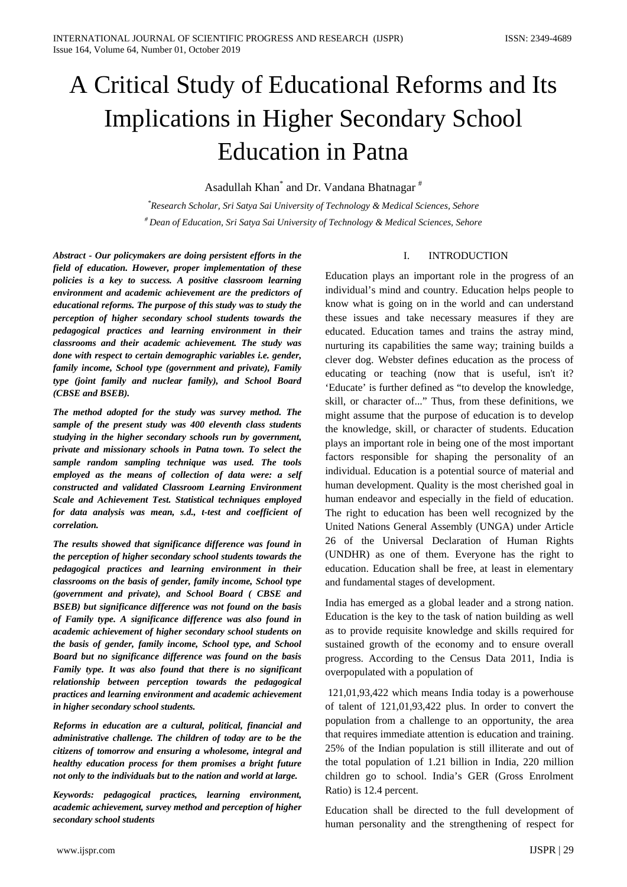# A Critical Study of Educational Reforms and Its Implications in Higher Secondary School Education in Patna

Asadullah Khan[*] and Dr. Vandana Bhatnagar[#]

[*]Research Scholar, Sri Satya Sai University of Technology & Medical Sciences, Sehore

[#]Dean of Education, Sri Satya Sai University of Technology & Medical Sciences, Sehore

***Abstract - Our policymakers are doing persistent efforts in the field of education. However, proper implementation of these policies is a key to success. A positive classroom learning environment and academic achievement are the predictors of educational reforms. The purpose of this study was to study the perception of higher secondary school students towards the pedagogical practices and learning environment in their classrooms and their academic achievement. The study was done with respect to certain demographic variables i.e. gender, family income, School type (government and private), Family type (joint family and nuclear family), and School Board (CBSE and BSEB).***

***The method adopted for the study was survey method. The sample of the present study was 400 eleventh class students studying in the higher secondary schools run by government, private and missionary schools in Patna town. To select the sample random sampling technique was used. The tools employed as the means of collection of data were: a self constructed and validated Classroom Learning Environment Scale and Achievement Test. Statistical techniques employed for data analysis was mean, s.d., t-test and coefficient of correlation.***

***The results showed that significance difference was found in the perception of higher secondary school students towards the pedagogical practices and learning environment in their classrooms on the basis of gender, family income, School type (government and private), and School Board ( CBSE and BSEB) but significance difference was not found on the basis of Family type. A significance difference was also found in academic achievement of higher secondary school students on the basis of gender, family income, School type, and School Board but no significance difference was found on the basis Family type. It was also found that there is no significant relationship between perception towards the pedagogical practices and learning environment and academic achievement in higher secondary school students.***

***Reforms in education are a cultural, political, financial and administrative challenge. The children of today are to be the citizens of tomorrow and ensuring a wholesome, integral and healthy education process for them promises a bright future not only to the individuals but to the nation and world at large.***

***Keywords: pedagogical practices, learning environment, academic achievement, survey method and perception of higher secondary school students***

## I. INTRODUCTION

Education plays an important role in the progress of an individual's mind and country. Education helps people to know what is going on in the world and can understand these issues and take necessary measures if they are educated. Education tames and trains the astray mind, nurturing its capabilities the same way; training builds a clever dog. Webster defines education as the process of educating or teaching (now that is useful, isn't it? 'Educate' is further defined as "to develop the knowledge, skill, or character of..." Thus, from these definitions, we might assume that the purpose of education is to develop the knowledge, skill, or character of students. Education plays an important role in being one of the most important factors responsible for shaping the personality of an individual. Education is a potential source of material and human development. Quality is the most cherished goal in human endeavor and especially in the field of education. The right to education has been well recognized by the United Nations General Assembly (UNGA) under Article 26 of the Universal Declaration of Human Rights (UNDHR) as one of them. Everyone has the right to education. Education shall be free, at least in elementary and fundamental stages of development.

India has emerged as a global leader and a strong nation. Education is the key to the task of nation building as well as to provide requisite knowledge and skills required for sustained growth of the economy and to ensure overall progress. According to the Census Data 2011, India is overpopulated with a population of 121,01,93,422 which means India today is a powerhouse of talent of 121,01,93,422 plus. In order to convert the population from a challenge to an opportunity, the area that requires immediate attention is education and training. 25% of the Indian population is still illiterate and out of the total population of 1.21 billion in India, 220 million children go to school. India's GER (Gross Enrolment Ratio) is 12.4 percent.

Education shall be directed to the full development of human personality and the strengthening of respect for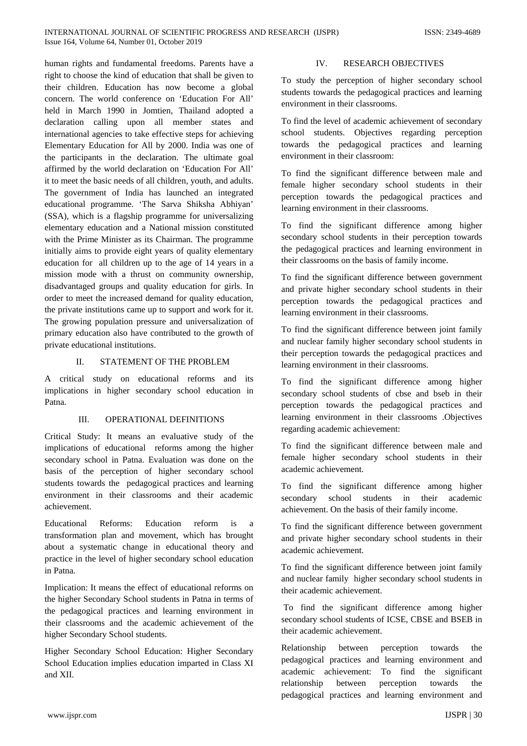human rights and fundamental freedoms. Parents have a right to choose the kind of education that shall be given to their children. Education has now become a global concern. The world conference on 'Education For All' held in March 1990 in Jomtien, Thailand adopted a declaration calling upon all member states and international agencies to take effective steps for achieving Elementary Education for All by 2000. India was one of the participants in the declaration. The ultimate goal affirmed by the world declaration on 'Education For All' it to meet the basic needs of all children, youth, and adults. The government of India has launched an integrated educational programme. 'The Sarva Shiksha Abhiyan' (SSA), which is a flagship programme for universalizing elementary education and a National mission constituted with the Prime Minister as its Chairman. The programme initially aims to provide eight years of quality elementary education for all children up to the age of 14 years in a mission mode with a thrust on community ownership, disadvantaged groups and quality education for girls. In order to meet the increased demand for quality education, the private institutions came up to support and work for it. The growing population pressure and universalization of primary education also have contributed to the growth of private educational institutions.

## II. STATEMENT OF THE PROBLEM

A critical study on educational reforms and its implications in higher secondary school education in Patna.

## III. OPERATIONAL DEFINITIONS

Critical Study: It means an evaluative study of the implications of educational reforms among the higher secondary school in Patna. Evaluation was done on the basis of the perception of higher secondary school students towards the pedagogical practices and learning environment in their classrooms and their academic achievement.

Educational Reforms: Education reform is a transformation plan and movement, which has brought about a systematic change in educational theory and practice in the level of higher secondary school education in Patna.

Implication: It means the effect of educational reforms on the higher Secondary School students in Patna in terms of the pedagogical practices and learning environment in their classrooms and the academic achievement of the higher Secondary School students.

Higher Secondary School Education: Higher Secondary School Education implies education imparted in Class XI and XII.

## IV. RESEARCH OBJECTIVES

To study the perception of higher secondary school students towards the pedagogical practices and learning environment in their classrooms.

To find the level of academic achievement of secondary school students. Objectives regarding perception towards the pedagogical practices and learning environment in their classroom:

To find the significant difference between male and female higher secondary school students in their perception towards the pedagogical practices and learning environment in their classrooms.

To find the significant difference among higher secondary school students in their perception towards the pedagogical practices and learning environment in their classrooms on the basis of family income.

To find the significant difference between government and private higher secondary school students in their perception towards the pedagogical practices and learning environment in their classrooms.

To find the significant difference between joint family and nuclear family higher secondary school students in their perception towards the pedagogical practices and learning environment in their classrooms.

To find the significant difference among higher secondary school students of cbse and bseb in their perception towards the pedagogical practices and learning environment in their classrooms .Objectives regarding academic achievement:

To find the significant difference between male and female higher secondary school students in their academic achievement.

To find the significant difference among higher secondary school students in their academic achievement. On the basis of their family income.

To find the significant difference between government and private higher secondary school students in their academic achievement.

To find the significant difference between joint family and nuclear family higher secondary school students in their academic achievement.

To find the significant difference among higher secondary school students of ICSE, CBSE and BSEB in their academic achievement.

Relationship between perception towards the pedagogical practices and learning environment and academic achievement: To find the significant relationship between perception towards the pedagogical practices and learning environment and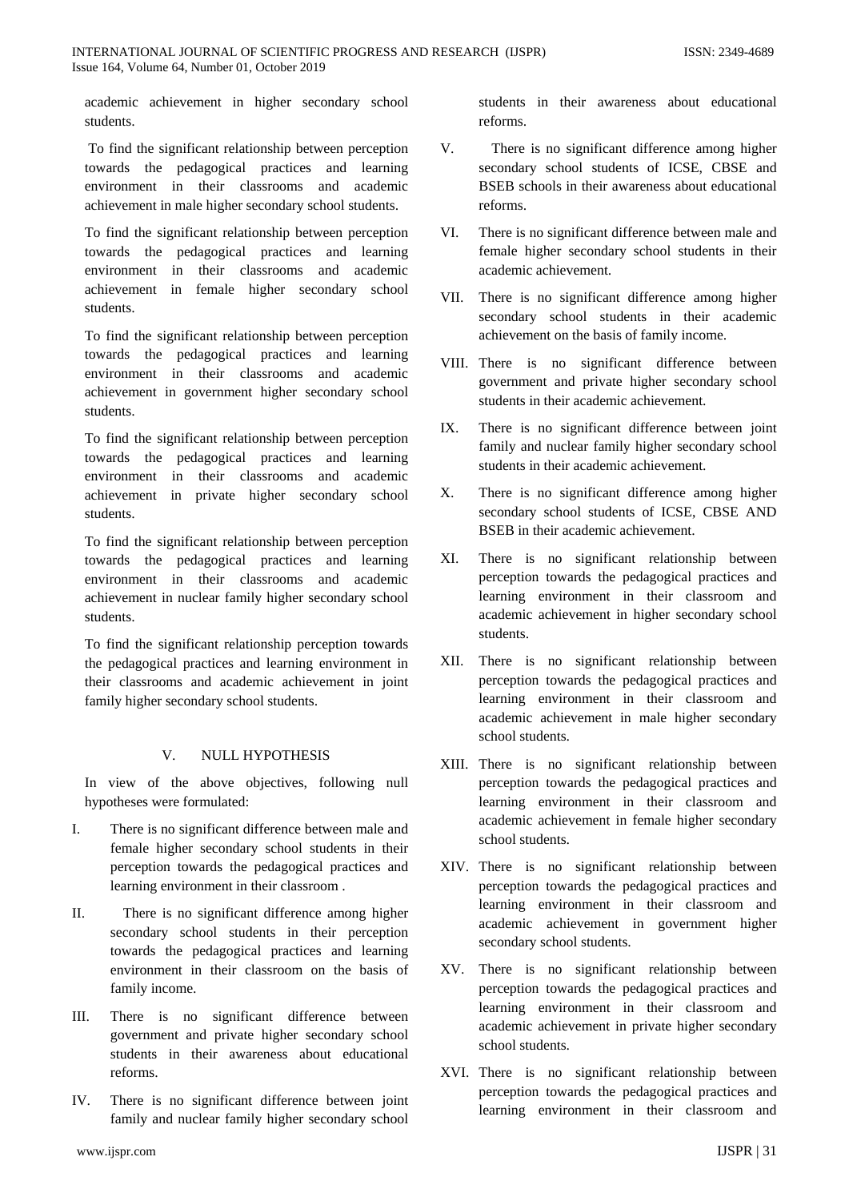academic achievement in higher secondary school students.

To find the significant relationship between perception towards the pedagogical practices and learning environment in their classrooms and academic achievement in male higher secondary school students.

To find the significant relationship between perception towards the pedagogical practices and learning environment in their classrooms and academic achievement in female higher secondary school students.

To find the significant relationship between perception towards the pedagogical practices and learning environment in their classrooms and academic achievement in government higher secondary school students.

To find the significant relationship between perception towards the pedagogical practices and learning environment in their classrooms and academic achievement in private higher secondary school students.

To find the significant relationship between perception towards the pedagogical practices and learning environment in their classrooms and academic achievement in nuclear family higher secondary school students.

To find the significant relationship perception towards the pedagogical practices and learning environment in their classrooms and academic achievement in joint family higher secondary school students.

## V. NULL HYPOTHESIS

In view of the above objectives, following null hypotheses were formulated:

I. There is no significant difference between male and female higher secondary school students in their perception towards the pedagogical practices and learning environment in their classroom .

II. There is no significant difference among higher secondary school students in their perception towards the pedagogical practices and learning environment in their classroom on the basis of family income.

III. There is no significant difference between government and private higher secondary school students in their awareness about educational reforms.

IV. There is no significant difference between joint family and nuclear family higher secondary school students in their awareness about educational reforms.

V. There is no significant difference among higher secondary school students of ICSE, CBSE and BSEB schools in their awareness about educational reforms.

VI. There is no significant difference between male and female higher secondary school students in their academic achievement.

VII. There is no significant difference among higher secondary school students in their academic achievement on the basis of family income.

VIII. There is no significant difference between government and private higher secondary school students in their academic achievement.

IX. There is no significant difference between joint family and nuclear family higher secondary school students in their academic achievement.

X. There is no significant difference among higher secondary school students of ICSE, CBSE AND BSEB in their academic achievement.

XI. There is no significant relationship between perception towards the pedagogical practices and learning environment in their classroom and academic achievement in higher secondary school students.

XII. There is no significant relationship between perception towards the pedagogical practices and learning environment in their classroom and academic achievement in male higher secondary school students.

XIII. There is no significant relationship between perception towards the pedagogical practices and learning environment in their classroom and academic achievement in female higher secondary school students.

XIV. There is no significant relationship between perception towards the pedagogical practices and learning environment in their classroom and academic achievement in government higher secondary school students.

XV. There is no significant relationship between perception towards the pedagogical practices and learning environment in their classroom and academic achievement in private higher secondary school students.

XVI. There is no significant relationship between perception towards the pedagogical practices and learning environment in their classroom and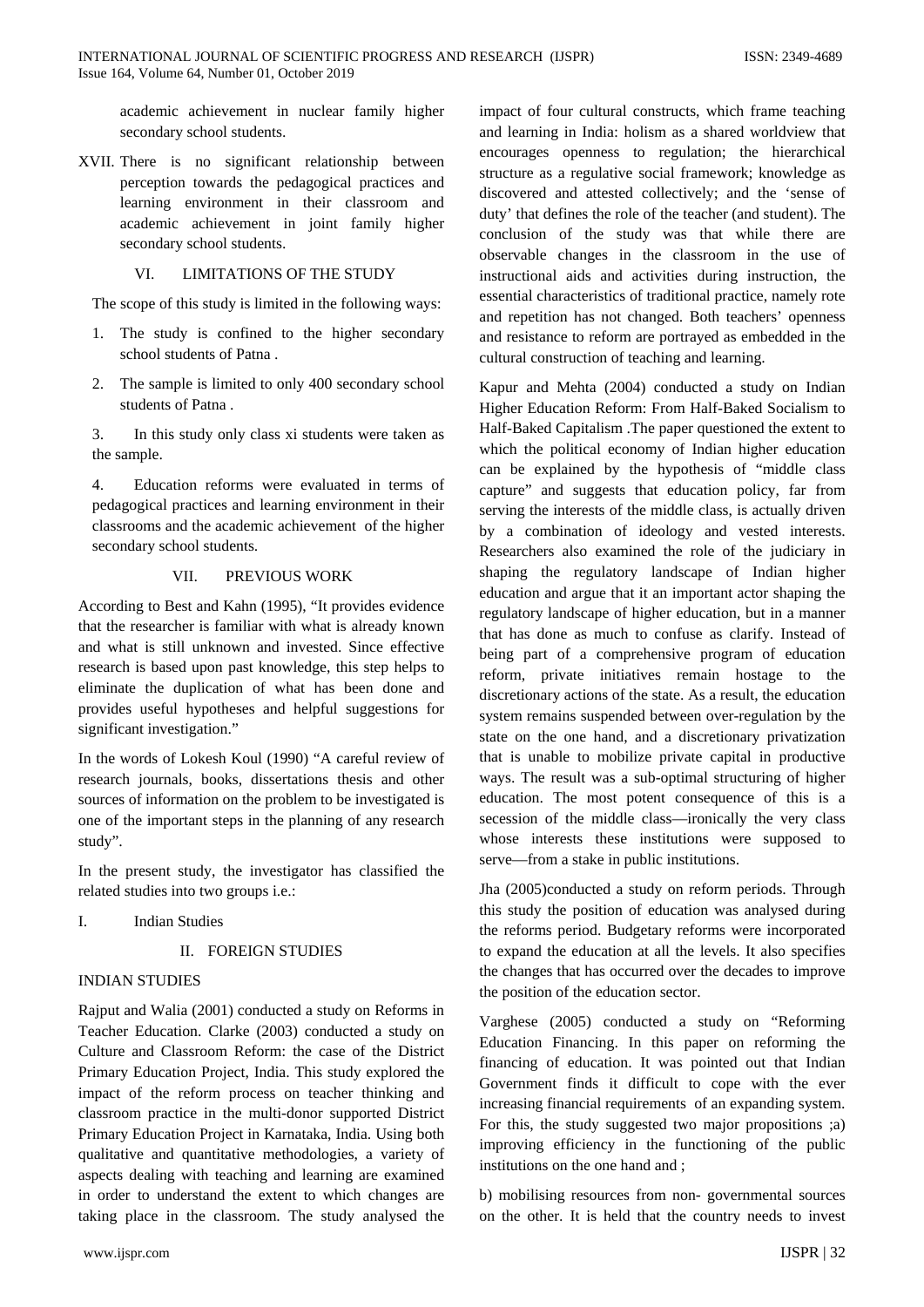academic achievement in nuclear family higher secondary school students.

XVII. There is no significant relationship between perception towards the pedagogical practices and learning environment in their classroom and academic achievement in joint family higher secondary school students.

## VI. LIMITATIONS OF THE STUDY

The scope of this study is limited in the following ways:

1. The study is confined to the higher secondary school students of Patna .
2. The sample is limited to only 400 secondary school students of Patna .
3. In this study only class xi students were taken as the sample.
4. Education reforms were evaluated in terms of pedagogical practices and learning environment in their classrooms and the academic achievement of the higher secondary school students.

## VII. PREVIOUS WORK

According to Best and Kahn (1995), "It provides evidence that the researcher is familiar with what is already known and what is still unknown and invested. Since effective research is based upon past knowledge, this step helps to eliminate the duplication of what has been done and provides useful hypotheses and helpful suggestions for significant investigation."

In the words of Lokesh Koul (1990) "A careful review of research journals, books, dissertations thesis and other sources of information on the problem to be investigated is one of the important steps in the planning of any research study".

In the present study, the investigator has classified the related studies into two groups i.e.:

I. Indian Studies

II. FOREIGN STUDIES

INDIAN STUDIES

Rajput and Walia (2001) conducted a study on Reforms in Teacher Education. Clarke (2003) conducted a study on Culture and Classroom Reform: the case of the District Primary Education Project, India. This study explored the impact of the reform process on teacher thinking and classroom practice in the multi-donor supported District Primary Education Project in Karnataka, India. Using both qualitative and quantitative methodologies, a variety of aspects dealing with teaching and learning are examined in order to understand the extent to which changes are taking place in the classroom. The study analysed the impact of four cultural constructs, which frame teaching and learning in India: holism as a shared worldview that encourages openness to regulation; the hierarchical structure as a regulative social framework; knowledge as discovered and attested collectively; and the 'sense of duty' that defines the role of the teacher (and student). The conclusion of the study was that while there are observable changes in the classroom in the use of instructional aids and activities during instruction, the essential characteristics of traditional practice, namely rote and repetition has not changed. Both teachers' openness and resistance to reform are portrayed as embedded in the cultural construction of teaching and learning.

Kapur and Mehta (2004) conducted a study on Indian Higher Education Reform: From Half-Baked Socialism to Half-Baked Capitalism .The paper questioned the extent to which the political economy of Indian higher education can be explained by the hypothesis of "middle class capture" and suggests that education policy, far from serving the interests of the middle class, is actually driven by a combination of ideology and vested interests. Researchers also examined the role of the judiciary in shaping the regulatory landscape of Indian higher education and argue that it an important actor shaping the regulatory landscape of higher education, but in a manner that has done as much to confuse as clarify. Instead of being part of a comprehensive program of education reform, private initiatives remain hostage to the discretionary actions of the state. As a result, the education system remains suspended between over-regulation by the state on the one hand, and a discretionary privatization that is unable to mobilize private capital in productive ways. The result was a sub-optimal structuring of higher education. The most potent consequence of this is a secession of the middle class—ironically the very class whose interests these institutions were supposed to serve—from a stake in public institutions.

Jha (2005)conducted a study on reform periods. Through this study the position of education was analysed during the reforms period. Budgetary reforms were incorporated to expand the education at all the levels. It also specifies the changes that has occurred over the decades to improve the position of the education sector.

Varghese (2005) conducted a study on "Reforming Education Financing. In this paper on reforming the financing of education. It was pointed out that Indian Government finds it difficult to cope with the ever increasing financial requirements of an expanding system. For this, the study suggested two major propositions ;a) improving efficiency in the functioning of the public institutions on the one hand and ;

b) mobilising resources from non- governmental sources on the other. It is held that the country needs to invest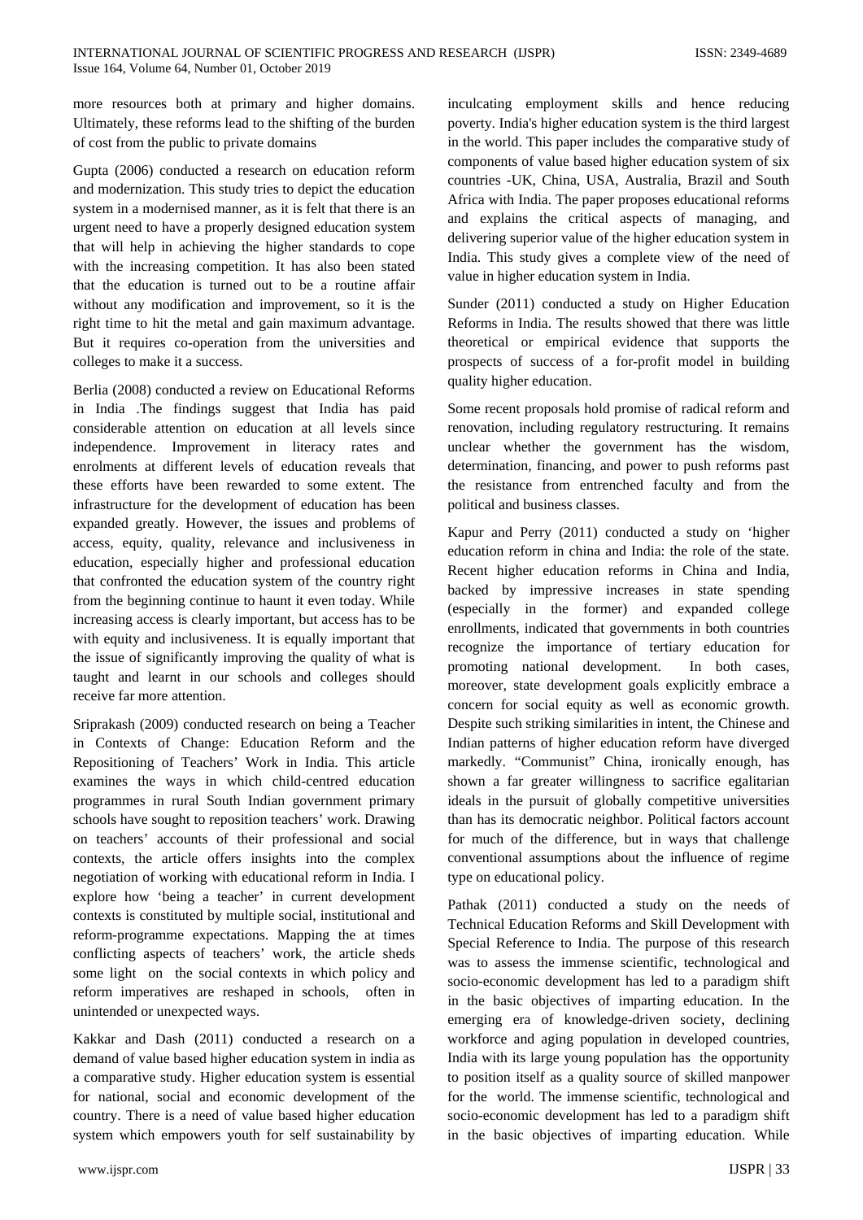more resources both at primary and higher domains. Ultimately, these reforms lead to the shifting of the burden of cost from the public to private domains

Gupta (2006) conducted a research on education reform and modernization. This study tries to depict the education system in a modernised manner, as it is felt that there is an urgent need to have a properly designed education system that will help in achieving the higher standards to cope with the increasing competition. It has also been stated that the education is turned out to be a routine affair without any modification and improvement, so it is the right time to hit the metal and gain maximum advantage. But it requires co-operation from the universities and colleges to make it a success.

Berlia (2008) conducted a review on Educational Reforms in India .The findings suggest that India has paid considerable attention on education at all levels since independence. Improvement in literacy rates and enrolments at different levels of education reveals that these efforts have been rewarded to some extent. The infrastructure for the development of education has been expanded greatly. However, the issues and problems of access, equity, quality, relevance and inclusiveness in education, especially higher and professional education that confronted the education system of the country right from the beginning continue to haunt it even today. While increasing access is clearly important, but access has to be with equity and inclusiveness. It is equally important that the issue of significantly improving the quality of what is taught and learnt in our schools and colleges should receive far more attention.

Sriprakash (2009) conducted research on being a Teacher in Contexts of Change: Education Reform and the Repositioning of Teachers' Work in India. This article examines the ways in which child-centred education programmes in rural South Indian government primary schools have sought to reposition teachers' work. Drawing on teachers' accounts of their professional and social contexts, the article offers insights into the complex negotiation of working with educational reform in India. I explore how 'being a teacher' in current development contexts is constituted by multiple social, institutional and reform-programme expectations. Mapping the at times conflicting aspects of teachers' work, the article sheds some light on the social contexts in which policy and reform imperatives are reshaped in schools, often in unintended or unexpected ways.

Kakkar and Dash (2011) conducted a research on a demand of value based higher education system in india as a comparative study. Higher education system is essential for national, social and economic development of the country. There is a need of value based higher education system which empowers youth for self sustainability by inculcating employment skills and hence reducing poverty. India's higher education system is the third largest in the world. This paper includes the comparative study of components of value based higher education system of six countries -UK, China, USA, Australia, Brazil and South Africa with India. The paper proposes educational reforms and explains the critical aspects of managing, and delivering superior value of the higher education system in India. This study gives a complete view of the need of value in higher education system in India.

Sunder (2011) conducted a study on Higher Education Reforms in India. The results showed that there was little theoretical or empirical evidence that supports the prospects of success of a for-profit model in building quality higher education.

Some recent proposals hold promise of radical reform and renovation, including regulatory restructuring. It remains unclear whether the government has the wisdom, determination, financing, and power to push reforms past the resistance from entrenched faculty and from the political and business classes.

Kapur and Perry (2011) conducted a study on 'higher education reform in china and India: the role of the state. Recent higher education reforms in China and India, backed by impressive increases in state spending (especially in the former) and expanded college enrollments, indicated that governments in both countries recognize the importance of tertiary education for promoting national development. In both cases, moreover, state development goals explicitly embrace a concern for social equity as well as economic growth. Despite such striking similarities in intent, the Chinese and Indian patterns of higher education reform have diverged markedly. "Communist" China, ironically enough, has shown a far greater willingness to sacrifice egalitarian ideals in the pursuit of globally competitive universities than has its democratic neighbor. Political factors account for much of the difference, but in ways that challenge conventional assumptions about the influence of regime type on educational policy.

Pathak (2011) conducted a study on the needs of Technical Education Reforms and Skill Development with Special Reference to India. The purpose of this research was to assess the immense scientific, technological and socio-economic development has led to a paradigm shift in the basic objectives of imparting education. In the emerging era of knowledge-driven society, declining workforce and aging population in developed countries, India with its large young population has the opportunity to position itself as a quality source of skilled manpower for the world. The immense scientific, technological and socio-economic development has led to a paradigm shift in the basic objectives of imparting education. While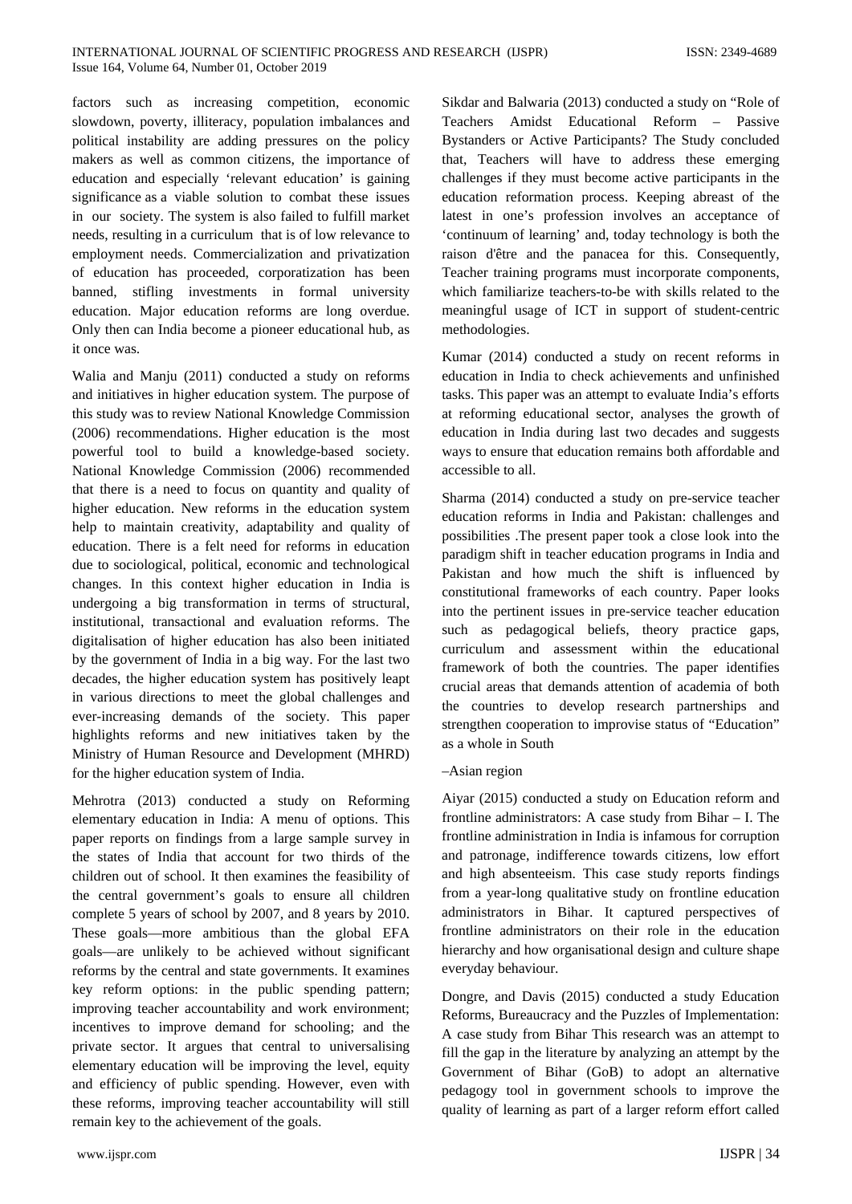factors such as increasing competition, economic slowdown, poverty, illiteracy, population imbalances and political instability are adding pressures on the policy makers as well as common citizens, the importance of education and especially 'relevant education' is gaining significance as a viable solution to combat these issues in our society. The system is also failed to fulfill market needs, resulting in a curriculum that is of low relevance to employment needs. Commercialization and privatization of education has proceeded, corporatization has been banned, stifling investments in formal university education. Major education reforms are long overdue. Only then can India become a pioneer educational hub, as it once was.

Walia and Manju (2011) conducted a study on reforms and initiatives in higher education system. The purpose of this study was to review National Knowledge Commission (2006) recommendations. Higher education is the most powerful tool to build a knowledge-based society. National Knowledge Commission (2006) recommended that there is a need to focus on quantity and quality of higher education. New reforms in the education system help to maintain creativity, adaptability and quality of education. There is a felt need for reforms in education due to sociological, political, economic and technological changes. In this context higher education in India is undergoing a big transformation in terms of structural, institutional, transactional and evaluation reforms. The digitalisation of higher education has also been initiated by the government of India in a big way. For the last two decades, the higher education system has positively leapt in various directions to meet the global challenges and ever-increasing demands of the society. This paper highlights reforms and new initiatives taken by the Ministry of Human Resource and Development (MHRD) for the higher education system of India.

Mehrotra (2013) conducted a study on Reforming elementary education in India: A menu of options. This paper reports on findings from a large sample survey in the states of India that account for two thirds of the children out of school. It then examines the feasibility of the central government's goals to ensure all children complete 5 years of school by 2007, and 8 years by 2010. These goals—more ambitious than the global EFA goals—are unlikely to be achieved without significant reforms by the central and state governments. It examines key reform options: in the public spending pattern; improving teacher accountability and work environment; incentives to improve demand for schooling; and the private sector. It argues that central to universalising elementary education will be improving the level, equity and efficiency of public spending. However, even with these reforms, improving teacher accountability will still remain key to the achievement of the goals.

Sikdar and Balwaria (2013) conducted a study on "Role of Teachers Amidst Educational Reform – Passive Bystanders or Active Participants? The Study concluded that, Teachers will have to address these emerging challenges if they must become active participants in the education reformation process. Keeping abreast of the latest in one's profession involves an acceptance of 'continuum of learning' and, today technology is both the raison d'être and the panacea for this. Consequently, Teacher training programs must incorporate components, which familiarize teachers-to-be with skills related to the meaningful usage of ICT in support of student-centric methodologies.

Kumar (2014) conducted a study on recent reforms in education in India to check achievements and unfinished tasks. This paper was an attempt to evaluate India's efforts at reforming educational sector, analyses the growth of education in India during last two decades and suggests ways to ensure that education remains both affordable and accessible to all.

Sharma (2014) conducted a study on pre-service teacher education reforms in India and Pakistan: challenges and possibilities .The present paper took a close look into the paradigm shift in teacher education programs in India and Pakistan and how much the shift is influenced by constitutional frameworks of each country. Paper looks into the pertinent issues in pre-service teacher education such as pedagogical beliefs, theory practice gaps, curriculum and assessment within the educational framework of both the countries. The paper identifies crucial areas that demands attention of academia of both the countries to develop research partnerships and strengthen cooperation to improvise status of "Education" as a whole in South

–Asian region

Aiyar (2015) conducted a study on Education reform and frontline administrators: A case study from Bihar – I. The frontline administration in India is infamous for corruption and patronage, indifference towards citizens, low effort and high absenteeism. This case study reports findings from a year-long qualitative study on frontline education administrators in Bihar. It captured perspectives of frontline administrators on their role in the education hierarchy and how organisational design and culture shape everyday behaviour.

Dongre, and Davis (2015) conducted a study Education Reforms, Bureaucracy and the Puzzles of Implementation: A case study from Bihar This research was an attempt to fill the gap in the literature by analyzing an attempt by the Government of Bihar (GoB) to adopt an alternative pedagogy tool in government schools to improve the quality of learning as part of a larger reform effort called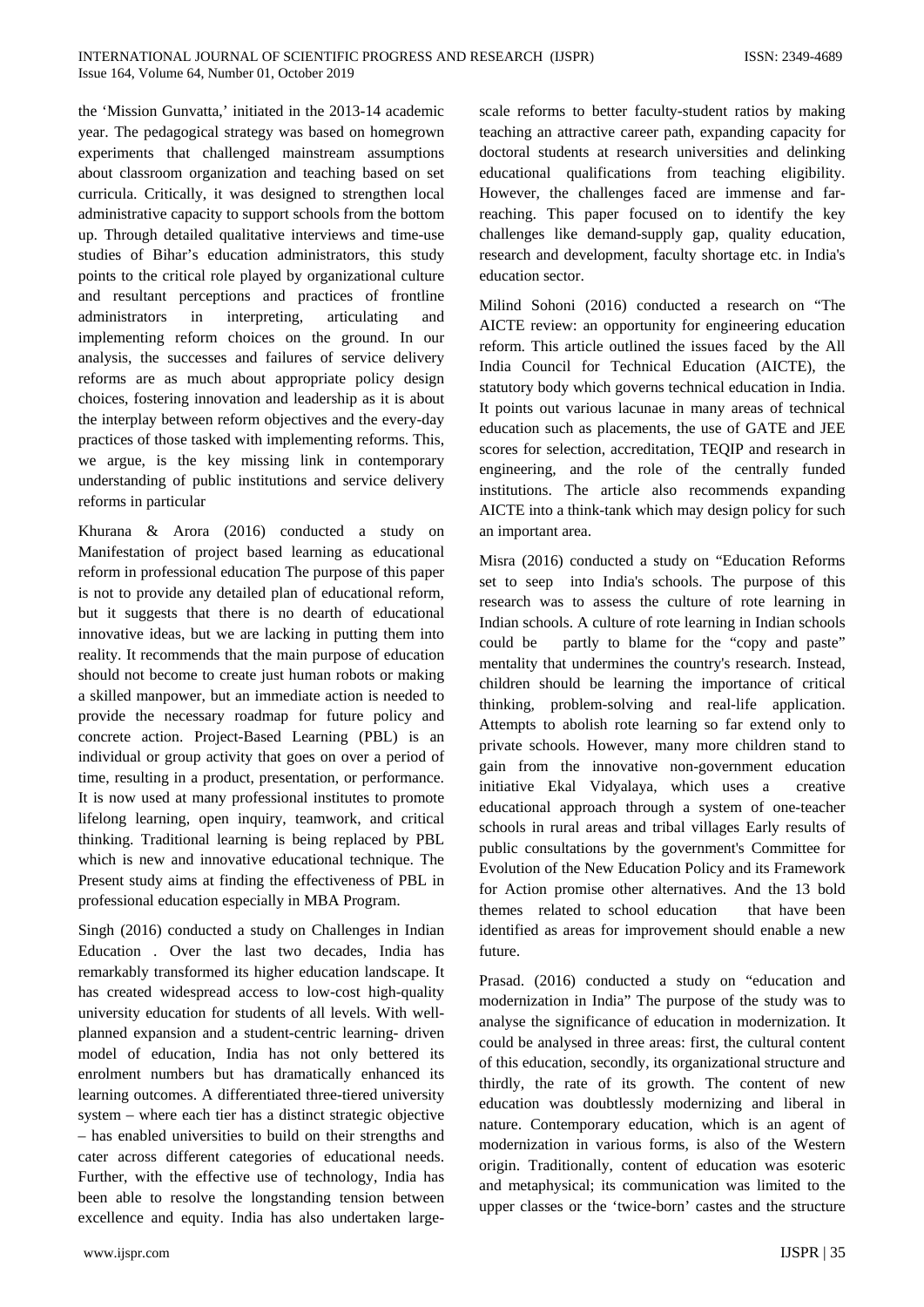the 'Mission Gunvatta,' initiated in the 2013-14 academic year. The pedagogical strategy was based on homegrown experiments that challenged mainstream assumptions about classroom organization and teaching based on set curricula. Critically, it was designed to strengthen local administrative capacity to support schools from the bottom up. Through detailed qualitative interviews and time-use studies of Bihar's education administrators, this study points to the critical role played by organizational culture and resultant perceptions and practices of frontline administrators in interpreting, articulating and implementing reform choices on the ground. In our analysis, the successes and failures of service delivery reforms are as much about appropriate policy design choices, fostering innovation and leadership as it is about the interplay between reform objectives and the every-day practices of those tasked with implementing reforms. This, we argue, is the key missing link in contemporary understanding of public institutions and service delivery reforms in particular

Khurana & Arora (2016) conducted a study on Manifestation of project based learning as educational reform in professional education The purpose of this paper is not to provide any detailed plan of educational reform, but it suggests that there is no dearth of educational innovative ideas, but we are lacking in putting them into reality. It recommends that the main purpose of education should not become to create just human robots or making a skilled manpower, but an immediate action is needed to provide the necessary roadmap for future policy and concrete action. Project-Based Learning (PBL) is an individual or group activity that goes on over a period of time, resulting in a product, presentation, or performance. It is now used at many professional institutes to promote lifelong learning, open inquiry, teamwork, and critical thinking. Traditional learning is being replaced by PBL which is new and innovative educational technique. The Present study aims at finding the effectiveness of PBL in professional education especially in MBA Program.

Singh (2016) conducted a study on Challenges in Indian Education . Over the last two decades, India has remarkably transformed its higher education landscape. It has created widespread access to low-cost high-quality university education for students of all levels. With well-planned expansion and a student-centric learning- driven model of education, India has not only bettered its enrolment numbers but has dramatically enhanced its learning outcomes. A differentiated three-tiered university system – where each tier has a distinct strategic objective – has enabled universities to build on their strengths and cater across different categories of educational needs. Further, with the effective use of technology, India has been able to resolve the longstanding tension between excellence and equity. India has also undertaken large-scale reforms to better faculty-student ratios by making teaching an attractive career path, expanding capacity for doctoral students at research universities and delinking educational qualifications from teaching eligibility. However, the challenges faced are immense and far-reaching. This paper focused on to identify the key challenges like demand-supply gap, quality education, research and development, faculty shortage etc. in India's education sector.

Milind Sohoni (2016) conducted a research on "The AICTE review: an opportunity for engineering education reform. This article outlined the issues faced by the All India Council for Technical Education (AICTE), the statutory body which governs technical education in India. It points out various lacunae in many areas of technical education such as placements, the use of GATE and JEE scores for selection, accreditation, TEQIP and research in engineering, and the role of the centrally funded institutions. The article also recommends expanding AICTE into a think-tank which may design policy for such an important area.

Misra (2016) conducted a study on "Education Reforms set to seep into India's schools. The purpose of this research was to assess the culture of rote learning in Indian schools. A culture of rote learning in Indian schools could be partly to blame for the "copy and paste" mentality that undermines the country's research. Instead, children should be learning the importance of critical thinking, problem-solving and real-life application. Attempts to abolish rote learning so far extend only to private schools. However, many more children stand to gain from the innovative non-government education initiative Ekal Vidyalaya, which uses a creative educational approach through a system of one-teacher schools in rural areas and tribal villages Early results of public consultations by the government's Committee for Evolution of the New Education Policy and its Framework for Action promise other alternatives. And the 13 bold themes related to school education that have been identified as areas for improvement should enable a new future.

Prasad. (2016) conducted a study on "education and modernization in India" The purpose of the study was to analyse the significance of education in modernization. It could be analysed in three areas: first, the cultural content of this education, secondly, its organizational structure and thirdly, the rate of its growth. The content of new education was doubtlessly modernizing and liberal in nature. Contemporary education, which is an agent of modernization in various forms, is also of the Western origin. Traditionally, content of education was esoteric and metaphysical; its communication was limited to the upper classes or the 'twice-born' castes and the structure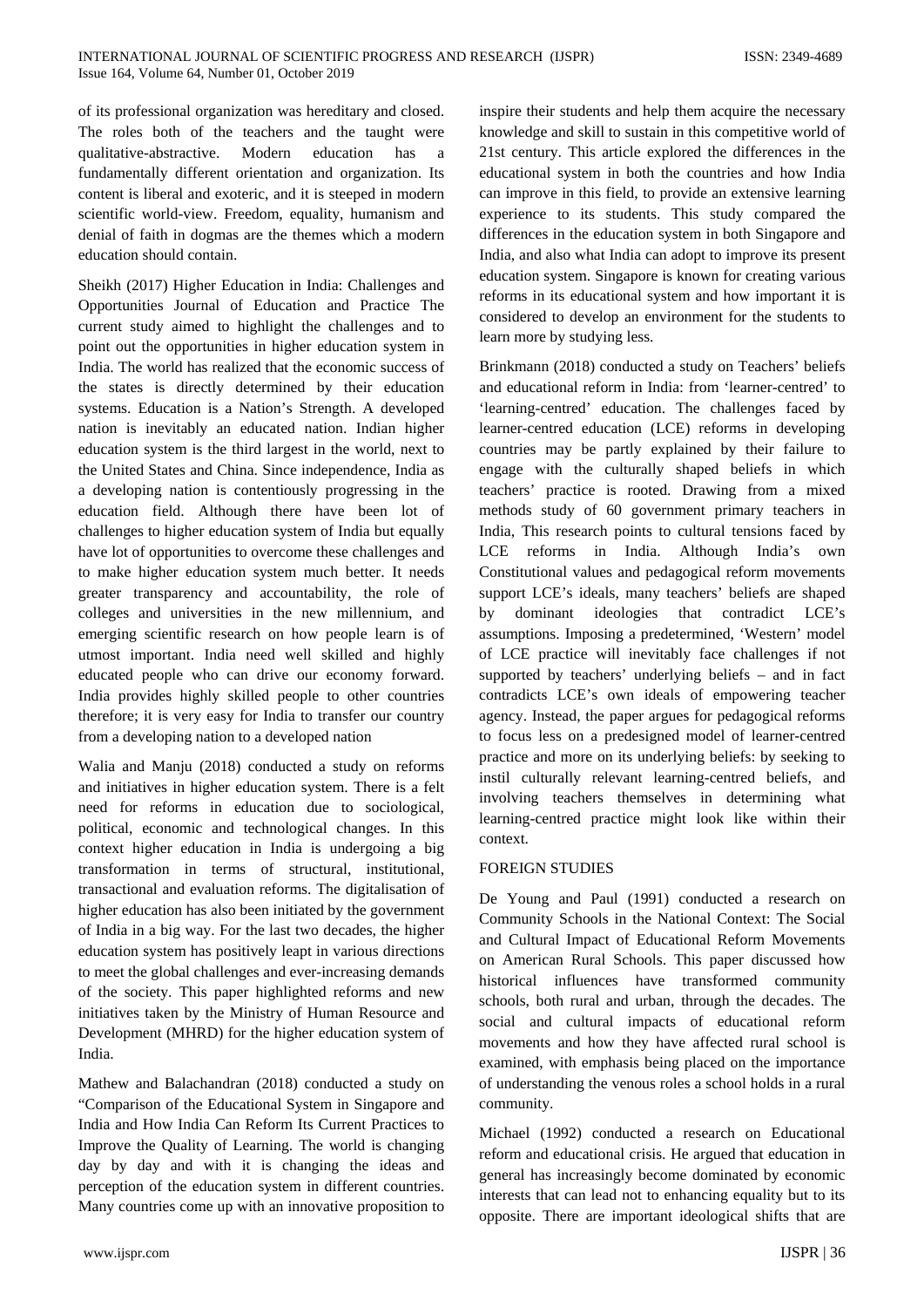of its professional organization was hereditary and closed. The roles both of the teachers and the taught were qualitative-abstractive. Modern education has a fundamentally different orientation and organization. Its content is liberal and exoteric, and it is steeped in modern scientific world-view. Freedom, equality, humanism and denial of faith in dogmas are the themes which a modern education should contain.

Sheikh (2017) Higher Education in India: Challenges and Opportunities Journal of Education and Practice The current study aimed to highlight the challenges and to point out the opportunities in higher education system in India. The world has realized that the economic success of the states is directly determined by their education systems. Education is a Nation's Strength. A developed nation is inevitably an educated nation. Indian higher education system is the third largest in the world, next to the United States and China. Since independence, India as a developing nation is contentiously progressing in the education field. Although there have been lot of challenges to higher education system of India but equally have lot of opportunities to overcome these challenges and to make higher education system much better. It needs greater transparency and accountability, the role of colleges and universities in the new millennium, and emerging scientific research on how people learn is of utmost important. India need well skilled and highly educated people who can drive our economy forward. India provides highly skilled people to other countries therefore; it is very easy for India to transfer our country from a developing nation to a developed nation

Walia and Manju (2018) conducted a study on reforms and initiatives in higher education system. There is a felt need for reforms in education due to sociological, political, economic and technological changes. In this context higher education in India is undergoing a big transformation in terms of structural, institutional, transactional and evaluation reforms. The digitalisation of higher education has also been initiated by the government of India in a big way. For the last two decades, the higher education system has positively leapt in various directions to meet the global challenges and ever-increasing demands of the society. This paper highlighted reforms and new initiatives taken by the Ministry of Human Resource and Development (MHRD) for the higher education system of India.

Mathew and Balachandran (2018) conducted a study on "Comparison of the Educational System in Singapore and India and How India Can Reform Its Current Practices to Improve the Quality of Learning. The world is changing day by day and with it is changing the ideas and perception of the education system in different countries. Many countries come up with an innovative proposition to inspire their students and help them acquire the necessary knowledge and skill to sustain in this competitive world of 21st century. This article explored the differences in the educational system in both the countries and how India can improve in this field, to provide an extensive learning experience to its students. This study compared the differences in the education system in both Singapore and India, and also what India can adopt to improve its present education system. Singapore is known for creating various reforms in its educational system and how important it is considered to develop an environment for the students to learn more by studying less.

Brinkmann (2018) conducted a study on Teachers' beliefs and educational reform in India: from 'learner-centred' to 'learning-centred' education. The challenges faced by learner-centred education (LCE) reforms in developing countries may be partly explained by their failure to engage with the culturally shaped beliefs in which teachers' practice is rooted. Drawing from a mixed methods study of 60 government primary teachers in India, This research points to cultural tensions faced by LCE reforms in India. Although India's own Constitutional values and pedagogical reform movements support LCE's ideals, many teachers' beliefs are shaped by dominant ideologies that contradict LCE's assumptions. Imposing a predetermined, 'Western' model of LCE practice will inevitably face challenges if not supported by teachers' underlying beliefs – and in fact contradicts LCE's own ideals of empowering teacher agency. Instead, the paper argues for pedagogical reforms to focus less on a predesigned model of learner-centred practice and more on its underlying beliefs: by seeking to instil culturally relevant learning-centred beliefs, and involving teachers themselves in determining what learning-centred practice might look like within their context.

## FOREIGN STUDIES

De Young and Paul (1991) conducted a research on Community Schools in the National Context: The Social and Cultural Impact of Educational Reform Movements on American Rural Schools. This paper discussed how historical influences have transformed community schools, both rural and urban, through the decades. The social and cultural impacts of educational reform movements and how they have affected rural school is examined, with emphasis being placed on the importance of understanding the venous roles a school holds in a rural community.

Michael (1992) conducted a research on Educational reform and educational crisis. He argued that education in general has increasingly become dominated by economic interests that can lead not to enhancing equality but to its opposite. There are important ideological shifts that are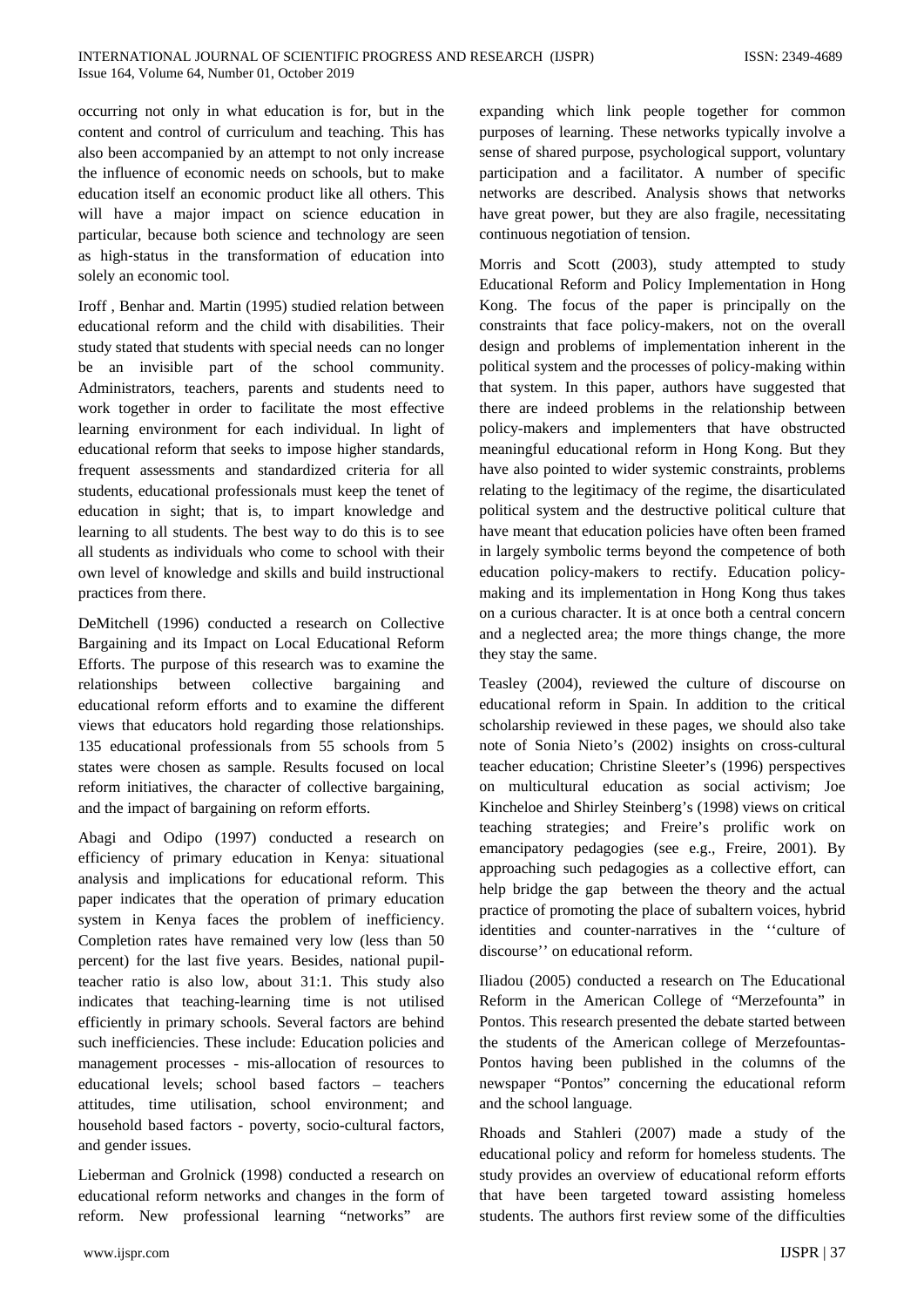occurring not only in what education is for, but in the content and control of curriculum and teaching. This has also been accompanied by an attempt to not only increase the influence of economic needs on schools, but to make education itself an economic product like all others. This will have a major impact on science education in particular, because both science and technology are seen as high-status in the transformation of education into solely an economic tool.

Iroff , Benhar and. Martin (1995) studied relation between educational reform and the child with disabilities. Their study stated that students with special needs can no longer be an invisible part of the school community. Administrators, teachers, parents and students need to work together in order to facilitate the most effective learning environment for each individual. In light of educational reform that seeks to impose higher standards, frequent assessments and standardized criteria for all students, educational professionals must keep the tenet of education in sight; that is, to impart knowledge and learning to all students. The best way to do this is to see all students as individuals who come to school with their own level of knowledge and skills and build instructional practices from there.

DeMitchell (1996) conducted a research on Collective Bargaining and its Impact on Local Educational Reform Efforts. The purpose of this research was to examine the relationships between collective bargaining and educational reform efforts and to examine the different views that educators hold regarding those relationships. 135 educational professionals from 55 schools from 5 states were chosen as sample. Results focused on local reform initiatives, the character of collective bargaining, and the impact of bargaining on reform efforts.

Abagi and Odipo (1997) conducted a research on efficiency of primary education in Kenya: situational analysis and implications for educational reform. This paper indicates that the operation of primary education system in Kenya faces the problem of inefficiency. Completion rates have remained very low (less than 50 percent) for the last five years. Besides, national pupil-teacher ratio is also low, about 31:1. This study also indicates that teaching-learning time is not utilised efficiently in primary schools. Several factors are behind such inefficiencies. These include: Education policies and management processes - mis-allocation of resources to educational levels; school based factors – teachers attitudes, time utilisation, school environment; and household based factors - poverty, socio-cultural factors, and gender issues.

Lieberman and Grolnick (1998) conducted a research on educational reform networks and changes in the form of reform. New professional learning "networks" are expanding which link people together for common purposes of learning. These networks typically involve a sense of shared purpose, psychological support, voluntary participation and a facilitator. A number of specific networks are described. Analysis shows that networks have great power, but they are also fragile, necessitating continuous negotiation of tension.

Morris and Scott (2003), study attempted to study Educational Reform and Policy Implementation in Hong Kong. The focus of the paper is principally on the constraints that face policy-makers, not on the overall design and problems of implementation inherent in the political system and the processes of policy-making within that system. In this paper, authors have suggested that there are indeed problems in the relationship between policy-makers and implementers that have obstructed meaningful educational reform in Hong Kong. But they have also pointed to wider systemic constraints, problems relating to the legitimacy of the regime, the disarticulated political system and the destructive political culture that have meant that education policies have often been framed in largely symbolic terms beyond the competence of both education policy-makers to rectify. Education policy-making and its implementation in Hong Kong thus takes on a curious character. It is at once both a central concern and a neglected area; the more things change, the more they stay the same.

Teasley (2004), reviewed the culture of discourse on educational reform in Spain. In addition to the critical scholarship reviewed in these pages, we should also take note of Sonia Nieto's (2002) insights on cross-cultural teacher education; Christine Sleeter's (1996) perspectives on multicultural education as social activism; Joe Kincheloe and Shirley Steinberg's (1998) views on critical teaching strategies; and Freire's prolific work on emancipatory pedagogies (see e.g., Freire, 2001). By approaching such pedagogies as a collective effort, can help bridge the gap between the theory and the actual practice of promoting the place of subaltern voices, hybrid identities and counter-narratives in the ''culture of discourse'' on educational reform.

Iliadou (2005) conducted a research on The Educational Reform in the American College of "Merzefounta" in Pontos. This research presented the debate started between the students of the American college of Merzefountas-Pontos having been published in the columns of the newspaper "Pontos" concerning the educational reform and the school language.

Rhoads and Stahleri (2007) made a study of the educational policy and reform for homeless students. The study provides an overview of educational reform efforts that have been targeted toward assisting homeless students. The authors first review some of the difficulties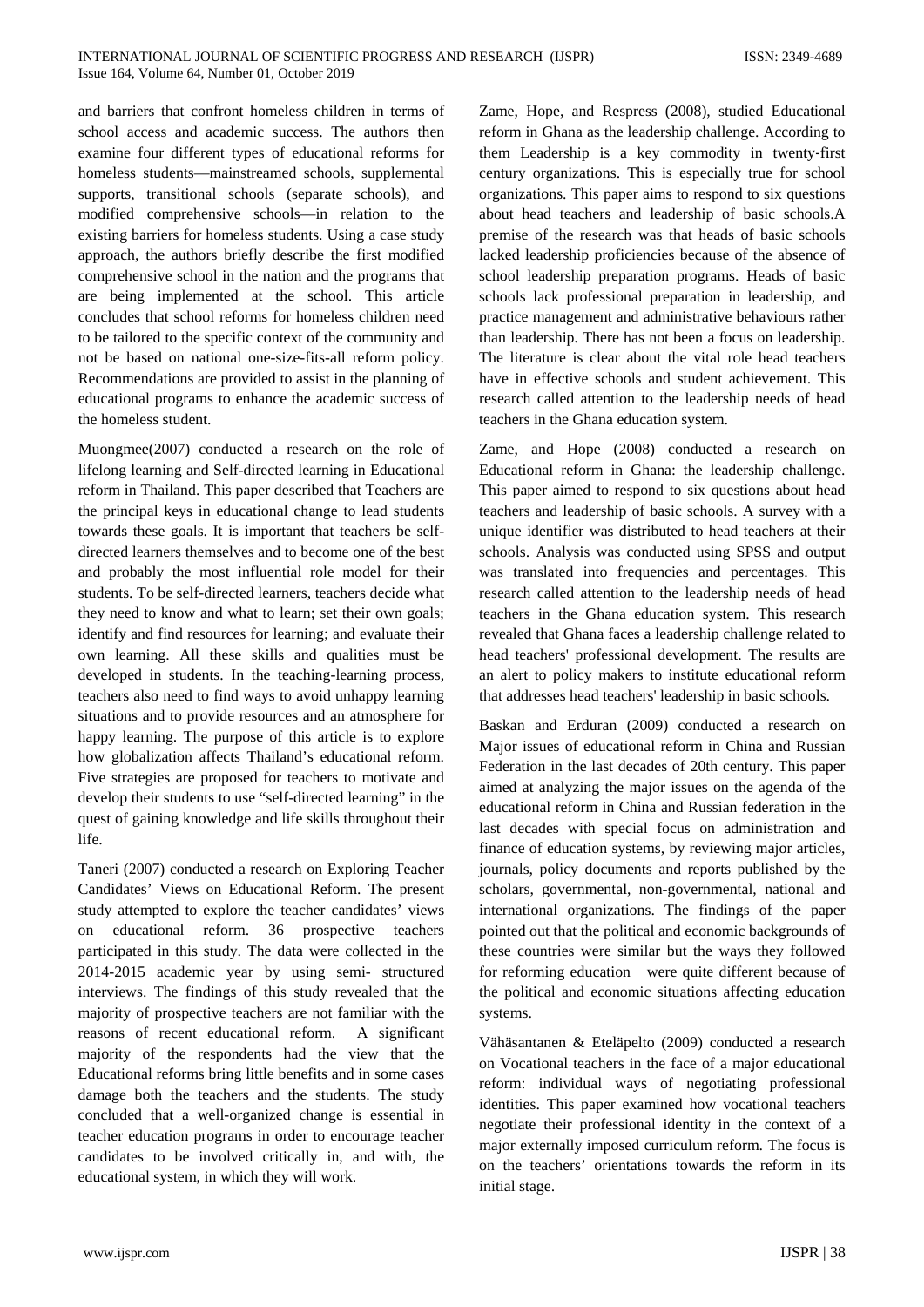and barriers that confront homeless children in terms of school access and academic success. The authors then examine four different types of educational reforms for homeless students—mainstreamed schools, supplemental supports, transitional schools (separate schools), and modified comprehensive schools—in relation to the existing barriers for homeless students. Using a case study approach, the authors briefly describe the first modified comprehensive school in the nation and the programs that are being implemented at the school. This article concludes that school reforms for homeless children need to be tailored to the specific context of the community and not be based on national one-size-fits-all reform policy. Recommendations are provided to assist in the planning of educational programs to enhance the academic success of the homeless student.

Muongmee(2007) conducted a research on the role of lifelong learning and Self-directed learning in Educational reform in Thailand. This paper described that Teachers are the principal keys in educational change to lead students towards these goals. It is important that teachers be self-directed learners themselves and to become one of the best and probably the most influential role model for their students. To be self-directed learners, teachers decide what they need to know and what to learn; set their own goals; identify and find resources for learning; and evaluate their own learning. All these skills and qualities must be developed in students. In the teaching-learning process, teachers also need to find ways to avoid unhappy learning situations and to provide resources and an atmosphere for happy learning. The purpose of this article is to explore how globalization affects Thailand's educational reform. Five strategies are proposed for teachers to motivate and develop their students to use "self-directed learning" in the quest of gaining knowledge and life skills throughout their life.

Taneri (2007) conducted a research on Exploring Teacher Candidates' Views on Educational Reform. The present study attempted to explore the teacher candidates' views on educational reform. 36 prospective teachers participated in this study. The data were collected in the 2014-2015 academic year by using semi- structured interviews. The findings of this study revealed that the majority of prospective teachers are not familiar with the reasons of recent educational reform. A significant majority of the respondents had the view that the Educational reforms bring little benefits and in some cases damage both the teachers and the students. The study concluded that a well-organized change is essential in teacher education programs in order to encourage teacher candidates to be involved critically in, and with, the educational system, in which they will work.

Zame, Hope, and Respress (2008), studied Educational reform in Ghana as the leadership challenge. According to them Leadership is a key commodity in twenty-first century organizations. This is especially true for school organizations. This paper aims to respond to six questions about head teachers and leadership of basic schools.A premise of the research was that heads of basic schools lacked leadership proficiencies because of the absence of school leadership preparation programs. Heads of basic schools lack professional preparation in leadership, and practice management and administrative behaviours rather than leadership. There has not been a focus on leadership. The literature is clear about the vital role head teachers have in effective schools and student achievement. This research called attention to the leadership needs of head teachers in the Ghana education system.

Zame, and Hope (2008) conducted a research on Educational reform in Ghana: the leadership challenge. This paper aimed to respond to six questions about head teachers and leadership of basic schools. A survey with a unique identifier was distributed to head teachers at their schools. Analysis was conducted using SPSS and output was translated into frequencies and percentages. This research called attention to the leadership needs of head teachers in the Ghana education system. This research revealed that Ghana faces a leadership challenge related to head teachers' professional development. The results are an alert to policy makers to institute educational reform that addresses head teachers' leadership in basic schools.

Baskan and Erduran (2009) conducted a research on Major issues of educational reform in China and Russian Federation in the last decades of 20th century. This paper aimed at analyzing the major issues on the agenda of the educational reform in China and Russian federation in the last decades with special focus on administration and finance of education systems, by reviewing major articles, journals, policy documents and reports published by the scholars, governmental, non-governmental, national and international organizations. The findings of the paper pointed out that the political and economic backgrounds of these countries were similar but the ways they followed for reforming education were quite different because of the political and economic situations affecting education systems.

Vähäsantanen & Eteläpelto (2009) conducted a research on Vocational teachers in the face of a major educational reform: individual ways of negotiating professional identities. This paper examined how vocational teachers negotiate their professional identity in the context of a major externally imposed curriculum reform. The focus is on the teachers' orientations towards the reform in its initial stage.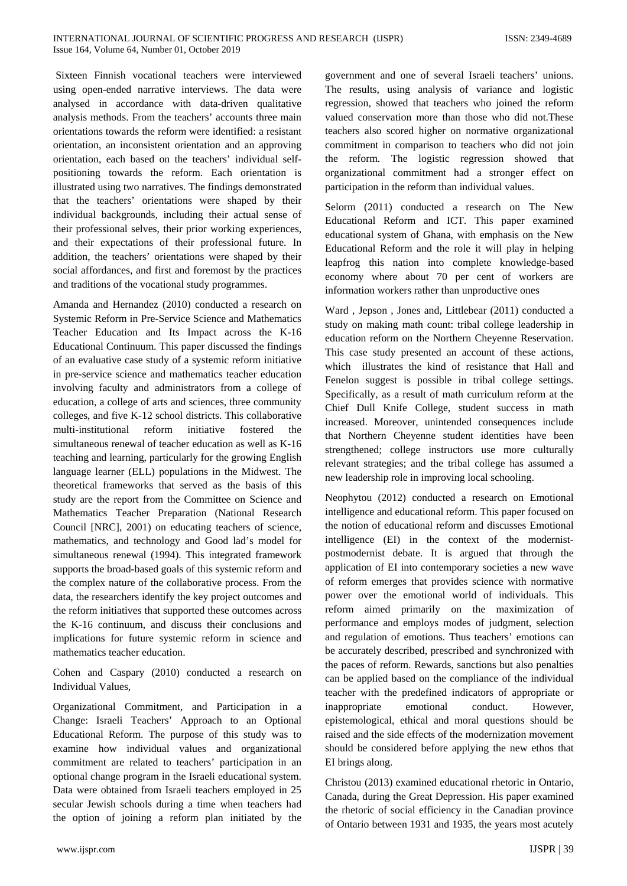Sixteen Finnish vocational teachers were interviewed using open-ended narrative interviews. The data were analysed in accordance with data-driven qualitative analysis methods. From the teachers' accounts three main orientations towards the reform were identified: a resistant orientation, an inconsistent orientation and an approving orientation, each based on the teachers' individual self-positioning towards the reform. Each orientation is illustrated using two narratives. The findings demonstrated that the teachers' orientations were shaped by their individual backgrounds, including their actual sense of their professional selves, their prior working experiences, and their expectations of their professional future. In addition, the teachers' orientations were shaped by their social affordances, and first and foremost by the practices and traditions of the vocational study programmes.

Amanda and Hernandez (2010) conducted a research on Systemic Reform in Pre-Service Science and Mathematics Teacher Education and Its Impact across the K-16 Educational Continuum. This paper discussed the findings of an evaluative case study of a systemic reform initiative in pre-service science and mathematics teacher education involving faculty and administrators from a college of education, a college of arts and sciences, three community colleges, and five K-12 school districts. This collaborative multi-institutional reform initiative fostered the simultaneous renewal of teacher education as well as K-16 teaching and learning, particularly for the growing English language learner (ELL) populations in the Midwest. The theoretical frameworks that served as the basis of this study are the report from the Committee on Science and Mathematics Teacher Preparation (National Research Council [NRC], 2001) on educating teachers of science, mathematics, and technology and Good lad's model for simultaneous renewal (1994). This integrated framework supports the broad-based goals of this systemic reform and the complex nature of the collaborative process. From the data, the researchers identify the key project outcomes and the reform initiatives that supported these outcomes across the K-16 continuum, and discuss their conclusions and implications for future systemic reform in science and mathematics teacher education.

Cohen and Caspary (2010) conducted a research on Individual Values,

Organizational Commitment, and Participation in a Change: Israeli Teachers' Approach to an Optional Educational Reform. The purpose of this study was to examine how individual values and organizational commitment are related to teachers' participation in an optional change program in the Israeli educational system. Data were obtained from Israeli teachers employed in 25 secular Jewish schools during a time when teachers had the option of joining a reform plan initiated by the government and one of several Israeli teachers' unions. The results, using analysis of variance and logistic regression, showed that teachers who joined the reform valued conservation more than those who did not.These teachers also scored higher on normative organizational commitment in comparison to teachers who did not join the reform. The logistic regression showed that organizational commitment had a stronger effect on participation in the reform than individual values.

Selorm (2011) conducted a research on The New Educational Reform and ICT. This paper examined educational system of Ghana, with emphasis on the New Educational Reform and the role it will play in helping leapfrog this nation into complete knowledge-based economy where about 70 per cent of workers are information workers rather than unproductive ones

Ward , Jepson , Jones and, Littlebear (2011) conducted a study on making math count: tribal college leadership in education reform on the Northern Cheyenne Reservation. This case study presented an account of these actions, which illustrates the kind of resistance that Hall and Fenelon suggest is possible in tribal college settings. Specifically, as a result of math curriculum reform at the Chief Dull Knife College, student success in math increased. Moreover, unintended consequences include that Northern Cheyenne student identities have been strengthened; college instructors use more culturally relevant strategies; and the tribal college has assumed a new leadership role in improving local schooling.

Neophytou (2012) conducted a research on Emotional intelligence and educational reform. This paper focused on the notion of educational reform and discusses Emotional intelligence (EI) in the context of the modernist-postmodernist debate. It is argued that through the application of EI into contemporary societies a new wave of reform emerges that provides science with normative power over the emotional world of individuals. This reform aimed primarily on the maximization of performance and employs modes of judgment, selection and regulation of emotions. Thus teachers' emotions can be accurately described, prescribed and synchronized with the paces of reform. Rewards, sanctions but also penalties can be applied based on the compliance of the individual teacher with the predefined indicators of appropriate or inappropriate emotional conduct. However, epistemological, ethical and moral questions should be raised and the side effects of the modernization movement should be considered before applying the new ethos that EI brings along.

Christou (2013) examined educational rhetoric in Ontario, Canada, during the Great Depression. His paper examined the rhetoric of social efficiency in the Canadian province of Ontario between 1931 and 1935, the years most acutely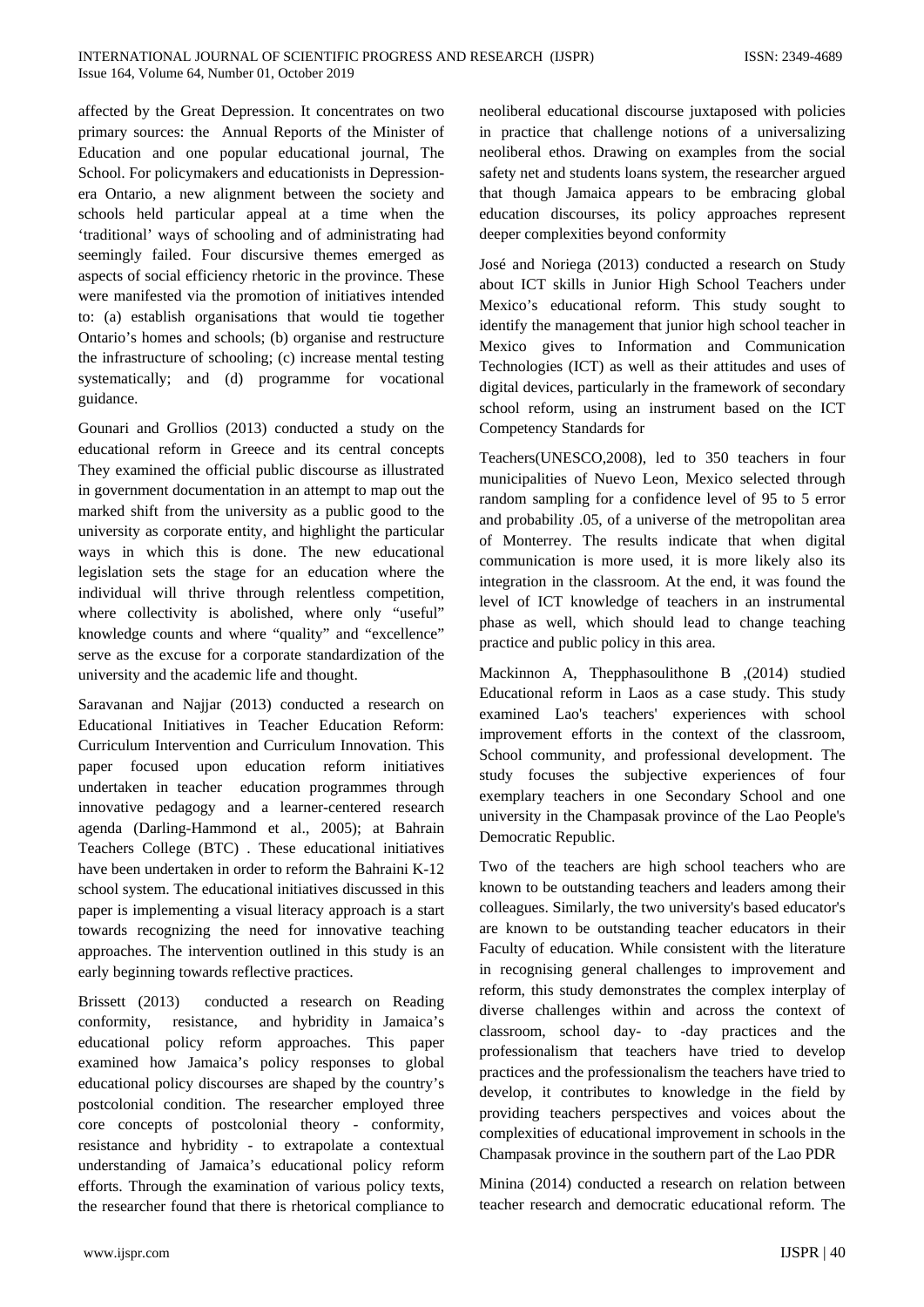affected by the Great Depression. It concentrates on two primary sources: the Annual Reports of the Minister of Education and one popular educational journal, The School. For policymakers and educationists in Depression-era Ontario, a new alignment between the society and schools held particular appeal at a time when the 'traditional' ways of schooling and of administrating had seemingly failed. Four discursive themes emerged as aspects of social efficiency rhetoric in the province. These were manifested via the promotion of initiatives intended to: (a) establish organisations that would tie together Ontario's homes and schools; (b) organise and restructure the infrastructure of schooling; (c) increase mental testing systematically; and (d) programme for vocational guidance.

Gounari and Grollios (2013) conducted a study on the educational reform in Greece and its central concepts They examined the official public discourse as illustrated in government documentation in an attempt to map out the marked shift from the university as a public good to the university as corporate entity, and highlight the particular ways in which this is done. The new educational legislation sets the stage for an education where the individual will thrive through relentless competition, where collectivity is abolished, where only "useful" knowledge counts and where "quality" and "excellence" serve as the excuse for a corporate standardization of the university and the academic life and thought.

Saravanan and Najjar (2013) conducted a research on Educational Initiatives in Teacher Education Reform: Curriculum Intervention and Curriculum Innovation. This paper focused upon education reform initiatives undertaken in teacher education programmes through innovative pedagogy and a learner-centered research agenda (Darling-Hammond et al., 2005); at Bahrain Teachers College (BTC) . These educational initiatives have been undertaken in order to reform the Bahraini K-12 school system. The educational initiatives discussed in this paper is implementing a visual literacy approach is a start towards recognizing the need for innovative teaching approaches. The intervention outlined in this study is an early beginning towards reflective practices.

Brissett (2013) conducted a research on Reading conformity, resistance, and hybridity in Jamaica's educational policy reform approaches. This paper examined how Jamaica's policy responses to global educational policy discourses are shaped by the country's postcolonial condition. The researcher employed three core concepts of postcolonial theory - conformity, resistance and hybridity - to extrapolate a contextual understanding of Jamaica's educational policy reform efforts. Through the examination of various policy texts, the researcher found that there is rhetorical compliance to neoliberal educational discourse juxtaposed with policies in practice that challenge notions of a universalizing neoliberal ethos. Drawing on examples from the social safety net and students loans system, the researcher argued that though Jamaica appears to be embracing global education discourses, its policy approaches represent deeper complexities beyond conformity

José and Noriega (2013) conducted a research on Study about ICT skills in Junior High School Teachers under Mexico's educational reform. This study sought to identify the management that junior high school teacher in Mexico gives to Information and Communication Technologies (ICT) as well as their attitudes and uses of digital devices, particularly in the framework of secondary school reform, using an instrument based on the ICT Competency Standards for

Teachers(UNESCO,2008), led to 350 teachers in four municipalities of Nuevo Leon, Mexico selected through random sampling for a confidence level of 95 to 5 error and probability .05, of a universe of the metropolitan area of Monterrey. The results indicate that when digital communication is more used, it is more likely also its integration in the classroom. At the end, it was found the level of ICT knowledge of teachers in an instrumental phase as well, which should lead to change teaching practice and public policy in this area.

Mackinnon A, Thepphasoulithone B ,(2014) studied Educational reform in Laos as a case study. This study examined Lao's teachers' experiences with school improvement efforts in the context of the classroom, School community, and professional development. The study focuses the subjective experiences of four exemplary teachers in one Secondary School and one university in the Champasak province of the Lao People's Democratic Republic.

Two of the teachers are high school teachers who are known to be outstanding teachers and leaders among their colleagues. Similarly, the two university's based educator's are known to be outstanding teacher educators in their Faculty of education. While consistent with the literature in recognising general challenges to improvement and reform, this study demonstrates the complex interplay of diverse challenges within and across the context of classroom, school day- to -day practices and the professionalism that teachers have tried to develop practices and the professionalism the teachers have tried to develop, it contributes to knowledge in the field by providing teachers perspectives and voices about the complexities of educational improvement in schools in the Champasak province in the southern part of the Lao PDR

Minina (2014) conducted a research on relation between teacher research and democratic educational reform. The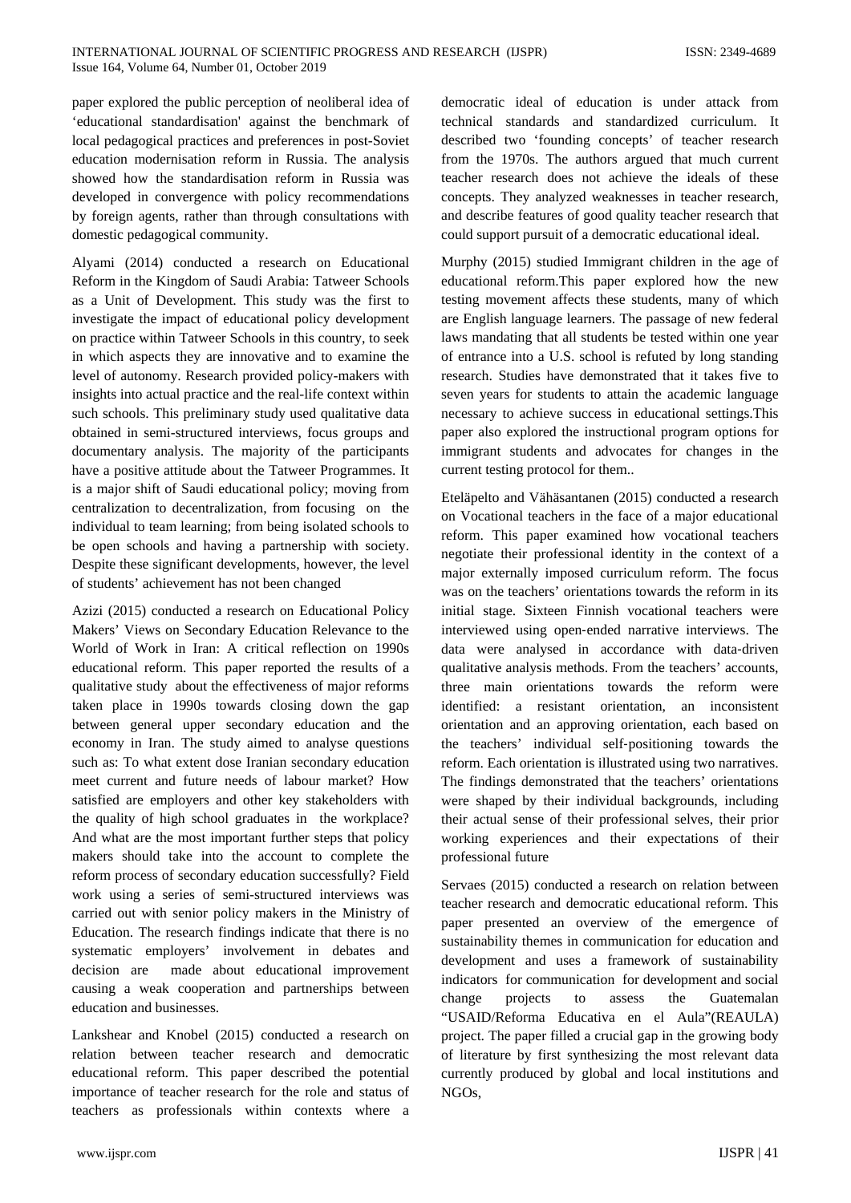paper explored the public perception of neoliberal idea of 'educational standardisation' against the benchmark of local pedagogical practices and preferences in post-Soviet education modernisation reform in Russia. The analysis showed how the standardisation reform in Russia was developed in convergence with policy recommendations by foreign agents, rather than through consultations with domestic pedagogical community.

Alyami (2014) conducted a research on Educational Reform in the Kingdom of Saudi Arabia: Tatweer Schools as a Unit of Development. This study was the first to investigate the impact of educational policy development on practice within Tatweer Schools in this country, to seek in which aspects they are innovative and to examine the level of autonomy. Research provided policy-makers with insights into actual practice and the real-life context within such schools. This preliminary study used qualitative data obtained in semi-structured interviews, focus groups and documentary analysis. The majority of the participants have a positive attitude about the Tatweer Programmes. It is a major shift of Saudi educational policy; moving from centralization to decentralization, from focusing on the individual to team learning; from being isolated schools to be open schools and having a partnership with society. Despite these significant developments, however, the level of students' achievement has not been changed

Azizi (2015) conducted a research on Educational Policy Makers' Views on Secondary Education Relevance to the World of Work in Iran: A critical reflection on 1990s educational reform. This paper reported the results of a qualitative study about the effectiveness of major reforms taken place in 1990s towards closing down the gap between general upper secondary education and the economy in Iran. The study aimed to analyse questions such as: To what extent dose Iranian secondary education meet current and future needs of labour market? How satisfied are employers and other key stakeholders with the quality of high school graduates in the workplace? And what are the most important further steps that policy makers should take into the account to complete the reform process of secondary education successfully? Field work using a series of semi-structured interviews was carried out with senior policy makers in the Ministry of Education. The research findings indicate that there is no systematic employers' involvement in debates and decision are made about educational improvement causing a weak cooperation and partnerships between education and businesses.

Lankshear and Knobel (2015) conducted a research on relation between teacher research and democratic educational reform. This paper described the potential importance of teacher research for the role and status of teachers as professionals within contexts where a democratic ideal of education is under attack from technical standards and standardized curriculum. It described two 'founding concepts' of teacher research from the 1970s. The authors argued that much current teacher research does not achieve the ideals of these concepts. They analyzed weaknesses in teacher research, and describe features of good quality teacher research that could support pursuit of a democratic educational ideal.

Murphy (2015) studied Immigrant children in the age of educational reform.This paper explored how the new testing movement affects these students, many of which are English language learners. The passage of new federal laws mandating that all students be tested within one year of entrance into a U.S. school is refuted by long standing research. Studies have demonstrated that it takes five to seven years for students to attain the academic language necessary to achieve success in educational settings.This paper also explored the instructional program options for immigrant students and advocates for changes in the current testing protocol for them..

Eteläpelto and Vähäsantanen (2015) conducted a research on Vocational teachers in the face of a major educational reform. This paper examined how vocational teachers negotiate their professional identity in the context of a major externally imposed curriculum reform. The focus was on the teachers' orientations towards the reform in its initial stage. Sixteen Finnish vocational teachers were interviewed using open-ended narrative interviews. The data were analysed in accordance with data-driven qualitative analysis methods. From the teachers' accounts, three main orientations towards the reform were identified: a resistant orientation, an inconsistent orientation and an approving orientation, each based on the teachers' individual self-positioning towards the reform. Each orientation is illustrated using two narratives. The findings demonstrated that the teachers' orientations were shaped by their individual backgrounds, including their actual sense of their professional selves, their prior working experiences and their expectations of their professional future

Servaes (2015) conducted a research on relation between teacher research and democratic educational reform. This paper presented an overview of the emergence of sustainability themes in communication for education and development and uses a framework of sustainability indicators for communication for development and social change projects to assess the Guatemalan "USAID/Reforma Educativa en el Aula"(REAULA) project. The paper filled a crucial gap in the growing body of literature by first synthesizing the most relevant data currently produced by global and local institutions and NGOs,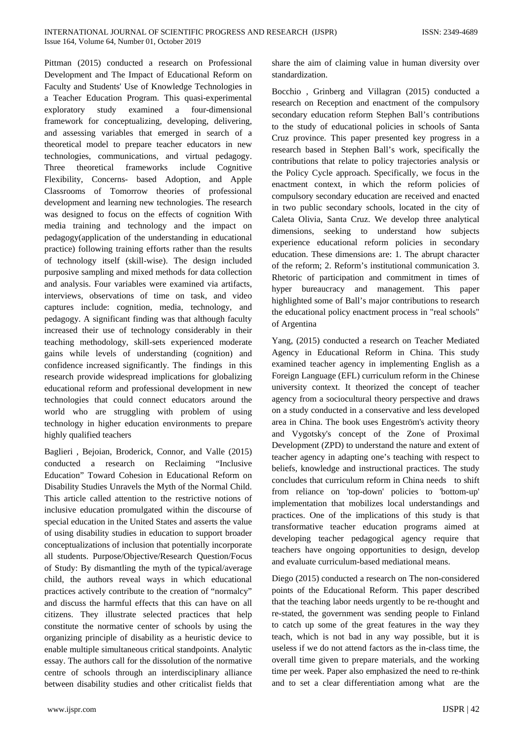Pittman (2015) conducted a research on Professional Development and The Impact of Educational Reform on Faculty and Students' Use of Knowledge Technologies in a Teacher Education Program. This quasi-experimental exploratory study examined a four-dimensional framework for conceptualizing, developing, delivering, and assessing variables that emerged in search of a theoretical model to prepare teacher educators in new technologies, communications, and virtual pedagogy. Three theoretical frameworks include Cognitive Flexibility, Concerns- based Adoption, and Apple Classrooms of Tomorrow theories of professional development and learning new technologies. The research was designed to focus on the effects of cognition With media training and technology and the impact on pedagogy(application of the understanding in educational practice) following training efforts rather than the results of technology itself (skill-wise). The design included purposive sampling and mixed methods for data collection and analysis. Four variables were examined via artifacts, interviews, observations of time on task, and video captures include: cognition, media, technology, and pedagogy. A significant finding was that although faculty increased their use of technology considerably in their teaching methodology, skill-sets experienced moderate gains while levels of understanding (cognition) and confidence increased significantly. The findings in this research provide widespread implications for globalizing educational reform and professional development in new technologies that could connect educators around the world who are struggling with problem of using technology in higher education environments to prepare highly qualified teachers

Baglieri , Bejoian, Broderick, Connor, and Valle (2015) conducted a research on Reclaiming "Inclusive Education" Toward Cohesion in Educational Reform on Disability Studies Unravels the Myth of the Normal Child. This article called attention to the restrictive notions of inclusive education promulgated within the discourse of special education in the United States and asserts the value of using disability studies in education to support broader conceptualizations of inclusion that potentially incorporate all students. Purpose/Objective/Research Question/Focus of Study: By dismantling the myth of the typical/average child, the authors reveal ways in which educational practices actively contribute to the creation of "normalcy" and discuss the harmful effects that this can have on all citizens. They illustrate selected practices that help constitute the normative center of schools by using the organizing principle of disability as a heuristic device to enable multiple simultaneous critical standpoints. Analytic essay. The authors call for the dissolution of the normative centre of schools through an interdisciplinary alliance between disability studies and other criticalist fields that share the aim of claiming value in human diversity over standardization.

Bocchio , Grinberg and Villagran (2015) conducted a research on Reception and enactment of the compulsory secondary education reform Stephen Ball's contributions to the study of educational policies in schools of Santa Cruz province. This paper presented key progress in a research based in Stephen Ball's work, specifically the contributions that relate to policy trajectories analysis or the Policy Cycle approach. Specifically, we focus in the enactment context, in which the reform policies of compulsory secondary education are received and enacted in two public secondary schools, located in the city of Caleta Olivia, Santa Cruz. We develop three analytical dimensions, seeking to understand how subjects experience educational reform policies in secondary education. These dimensions are: 1. The abrupt character of the reform; 2. Reform's institutional communication 3. Rhetoric of participation and commitment in times of hyper bureaucracy and management. This paper highlighted some of Ball's major contributions to research the educational policy enactment process in "real schools" of Argentina

Yang, (2015) conducted a research on Teacher Mediated Agency in Educational Reform in China. This study examined teacher agency in implementing English as a Foreign Language (EFL) curriculum reform in the Chinese university context. It theorized the concept of teacher agency from a sociocultural theory perspective and draws on a study conducted in a conservative and less developed area in China. The book uses Engeström's activity theory and Vygotsky's concept of the Zone of Proximal Development (ZPD) to understand the nature and extent of teacher agency in adapting one's teaching with respect to beliefs, knowledge and instructional practices. The study concludes that curriculum reform in China needs to shift from reliance on 'top-down' policies to 'bottom-up' implementation that mobilizes local understandings and practices. One of the implications of this study is that transformative teacher education programs aimed at developing teacher pedagogical agency require that teachers have ongoing opportunities to design, develop and evaluate curriculum-based mediational means.

Diego (2015) conducted a research on The non-considered points of the Educational Reform. This paper described that the teaching labor needs urgently to be re-thought and re-stated, the government was sending people to Finland to catch up some of the great features in the way they teach, which is not bad in any way possible, but it is useless if we do not attend factors as the in-class time, the overall time given to prepare materials, and the working time per week. Paper also emphasized the need to re-think and to set a clear differentiation among what are the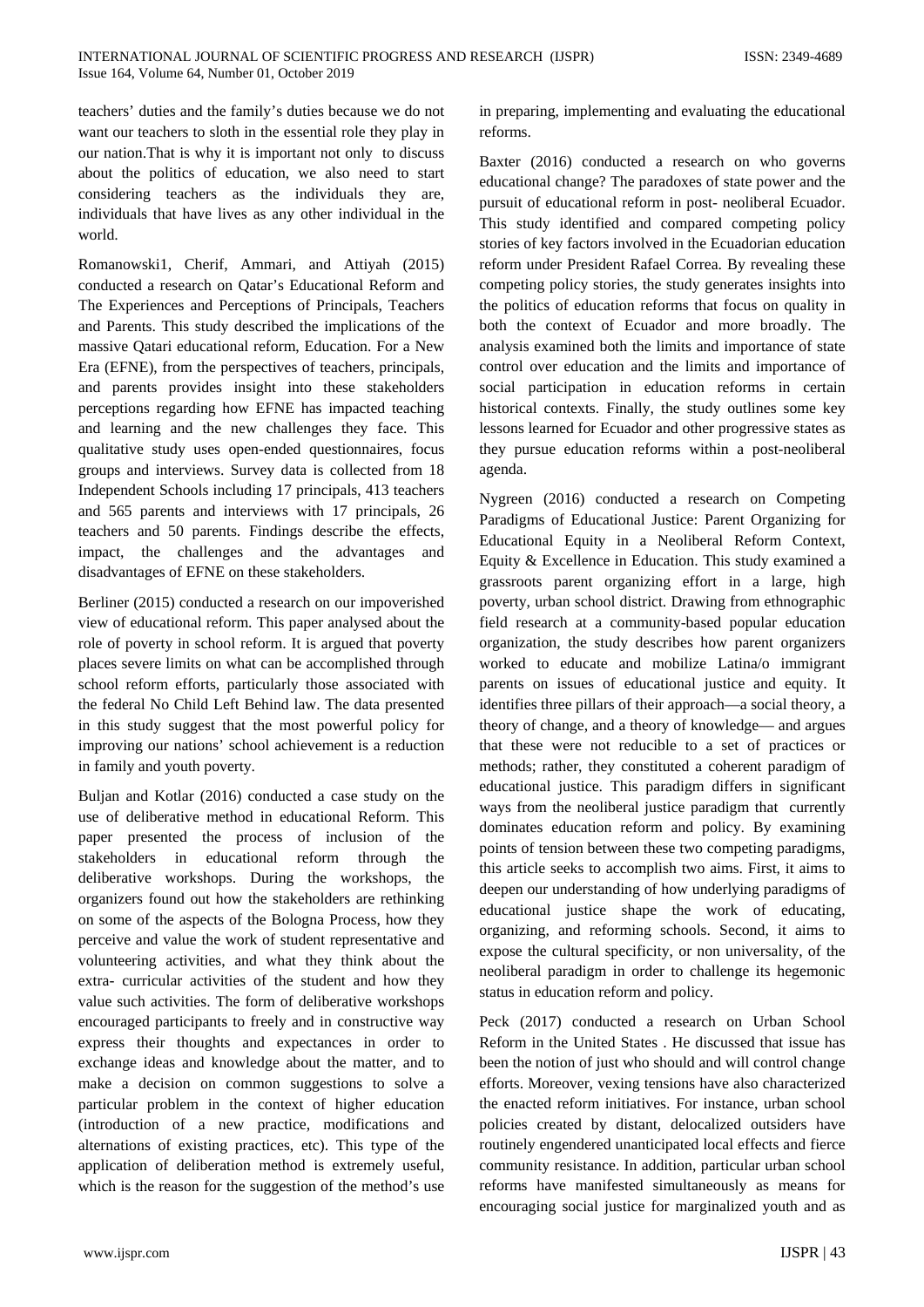teachers' duties and the family's duties because we do not want our teachers to sloth in the essential role they play in our nation.That is why it is important not only to discuss about the politics of education, we also need to start considering teachers as the individuals they are, individuals that have lives as any other individual in the world.

Romanowski1, Cherif, Ammari, and Attiyah (2015) conducted a research on Qatar's Educational Reform and The Experiences and Perceptions of Principals, Teachers and Parents. This study described the implications of the massive Qatari educational reform, Education. For a New Era (EFNE), from the perspectives of teachers, principals, and parents provides insight into these stakeholders perceptions regarding how EFNE has impacted teaching and learning and the new challenges they face. This qualitative study uses open-ended questionnaires, focus groups and interviews. Survey data is collected from 18 Independent Schools including 17 principals, 413 teachers and 565 parents and interviews with 17 principals, 26 teachers and 50 parents. Findings describe the effects, impact, the challenges and the advantages and disadvantages of EFNE on these stakeholders.

Berliner (2015) conducted a research on our impoverished view of educational reform. This paper analysed about the role of poverty in school reform. It is argued that poverty places severe limits on what can be accomplished through school reform efforts, particularly those associated with the federal No Child Left Behind law. The data presented in this study suggest that the most powerful policy for improving our nations' school achievement is a reduction in family and youth poverty.

Buljan and Kotlar (2016) conducted a case study on the use of deliberative method in educational Reform. This paper presented the process of inclusion of the stakeholders in educational reform through the deliberative workshops. During the workshops, the organizers found out how the stakeholders are rethinking on some of the aspects of the Bologna Process, how they perceive and value the work of student representative and volunteering activities, and what they think about the extra- curricular activities of the student and how they value such activities. The form of deliberative workshops encouraged participants to freely and in constructive way express their thoughts and expectances in order to exchange ideas and knowledge about the matter, and to make a decision on common suggestions to solve a particular problem in the context of higher education (introduction of a new practice, modifications and alternations of existing practices, etc). This type of the application of deliberation method is extremely useful, which is the reason for the suggestion of the method's use in preparing, implementing and evaluating the educational reforms.

Baxter (2016) conducted a research on who governs educational change? The paradoxes of state power and the pursuit of educational reform in post- neoliberal Ecuador. This study identified and compared competing policy stories of key factors involved in the Ecuadorian education reform under President Rafael Correa. By revealing these competing policy stories, the study generates insights into the politics of education reforms that focus on quality in both the context of Ecuador and more broadly. The analysis examined both the limits and importance of state control over education and the limits and importance of social participation in education reforms in certain historical contexts. Finally, the study outlines some key lessons learned for Ecuador and other progressive states as they pursue education reforms within a post-neoliberal agenda.

Nygreen (2016) conducted a research on Competing Paradigms of Educational Justice: Parent Organizing for Educational Equity in a Neoliberal Reform Context, Equity & Excellence in Education. This study examined a grassroots parent organizing effort in a large, high poverty, urban school district. Drawing from ethnographic field research at a community-based popular education organization, the study describes how parent organizers worked to educate and mobilize Latina/o immigrant parents on issues of educational justice and equity. It identifies three pillars of their approach—a social theory, a theory of change, and a theory of knowledge— and argues that these were not reducible to a set of practices or methods; rather, they constituted a coherent paradigm of educational justice. This paradigm differs in significant ways from the neoliberal justice paradigm that currently dominates education reform and policy. By examining points of tension between these two competing paradigms, this article seeks to accomplish two aims. First, it aims to deepen our understanding of how underlying paradigms of educational justice shape the work of educating, organizing, and reforming schools. Second, it aims to expose the cultural specificity, or non universality, of the neoliberal paradigm in order to challenge its hegemonic status in education reform and policy.

Peck (2017) conducted a research on Urban School Reform in the United States . He discussed that issue has been the notion of just who should and will control change efforts. Moreover, vexing tensions have also characterized the enacted reform initiatives. For instance, urban school policies created by distant, delocalized outsiders have routinely engendered unanticipated local effects and fierce community resistance. In addition, particular urban school reforms have manifested simultaneously as means for encouraging social justice for marginalized youth and as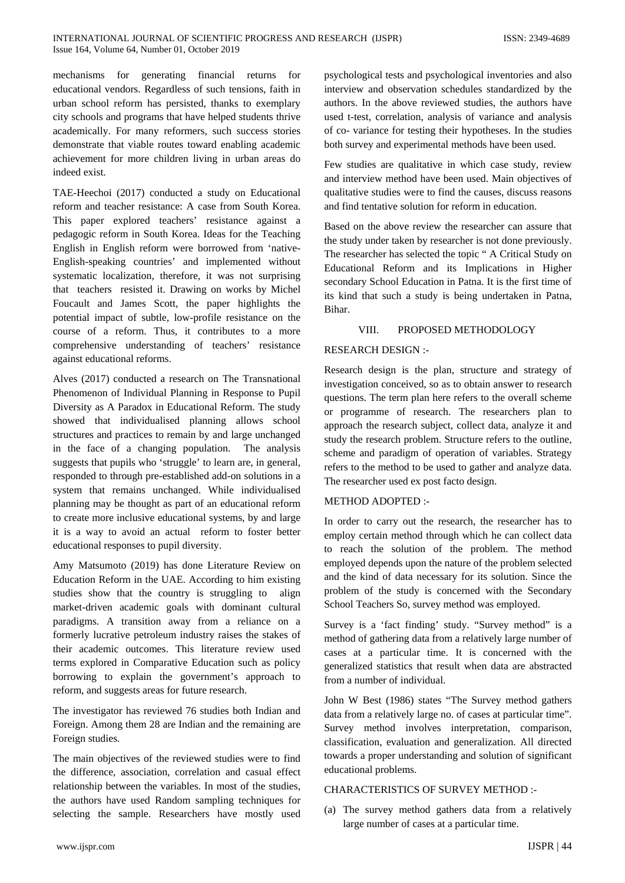mechanisms for generating financial returns for educational vendors. Regardless of such tensions, faith in urban school reform has persisted, thanks to exemplary city schools and programs that have helped students thrive academically. For many reformers, such success stories demonstrate that viable routes toward enabling academic achievement for more children living in urban areas do indeed exist.

TAE-Heechoi (2017) conducted a study on Educational reform and teacher resistance: A case from South Korea. This paper explored teachers' resistance against a pedagogic reform in South Korea. Ideas for the Teaching English in English reform were borrowed from 'native-English-speaking countries' and implemented without systematic localization, therefore, it was not surprising that teachers resisted it. Drawing on works by Michel Foucault and James Scott, the paper highlights the potential impact of subtle, low-profile resistance on the course of a reform. Thus, it contributes to a more comprehensive understanding of teachers' resistance against educational reforms.

Alves (2017) conducted a research on The Transnational Phenomenon of Individual Planning in Response to Pupil Diversity as A Paradox in Educational Reform. The study showed that individualised planning allows school structures and practices to remain by and large unchanged in the face of a changing population. The analysis suggests that pupils who 'struggle' to learn are, in general, responded to through pre-established add-on solutions in a system that remains unchanged. While individualised planning may be thought as part of an educational reform to create more inclusive educational systems, by and large it is a way to avoid an actual reform to foster better educational responses to pupil diversity.

Amy Matsumoto (2019) has done Literature Review on Education Reform in the UAE. According to him existing studies show that the country is struggling to align market-driven academic goals with dominant cultural paradigms. A transition away from a reliance on a formerly lucrative petroleum industry raises the stakes of their academic outcomes. This literature review used terms explored in Comparative Education such as policy borrowing to explain the government's approach to reform, and suggests areas for future research.

The investigator has reviewed 76 studies both Indian and Foreign. Among them 28 are Indian and the remaining are Foreign studies.

The main objectives of the reviewed studies were to find the difference, association, correlation and casual effect relationship between the variables. In most of the studies, the authors have used Random sampling techniques for selecting the sample. Researchers have mostly used psychological tests and psychological inventories and also interview and observation schedules standardized by the authors. In the above reviewed studies, the authors have used t-test, correlation, analysis of variance and analysis of co- variance for testing their hypotheses. In the studies both survey and experimental methods have been used.

Few studies are qualitative in which case study, review and interview method have been used. Main objectives of qualitative studies were to find the causes, discuss reasons and find tentative solution for reform in education.

Based on the above review the researcher can assure that the study under taken by researcher is not done previously. The researcher has selected the topic " A Critical Study on Educational Reform and its Implications in Higher secondary School Education in Patna. It is the first time of its kind that such a study is being undertaken in Patna, Bihar.

## VIII. PROPOSED METHODOLOGY

### RESEARCH DESIGN :-

Research design is the plan, structure and strategy of investigation conceived, so as to obtain answer to research questions. The term plan here refers to the overall scheme or programme of research. The researchers plan to approach the research subject, collect data, analyze it and study the research problem. Structure refers to the outline, scheme and paradigm of operation of variables. Strategy refers to the method to be used to gather and analyze data. The researcher used ex post facto design.

### METHOD ADOPTED :-

In order to carry out the research, the researcher has to employ certain method through which he can collect data to reach the solution of the problem. The method employed depends upon the nature of the problem selected and the kind of data necessary for its solution. Since the problem of the study is concerned with the Secondary School Teachers So, survey method was employed.

Survey is a 'fact finding' study. "Survey method" is a method of gathering data from a relatively large number of cases at a particular time. It is concerned with the generalized statistics that result when data are abstracted from a number of individual.

John W Best (1986) states "The Survey method gathers data from a relatively large no. of cases at particular time". Survey method involves interpretation, comparison, classification, evaluation and generalization. All directed towards a proper understanding and solution of significant educational problems.

### CHARACTERISTICS OF SURVEY METHOD :-

(a) The survey method gathers data from a relatively large number of cases at a particular time.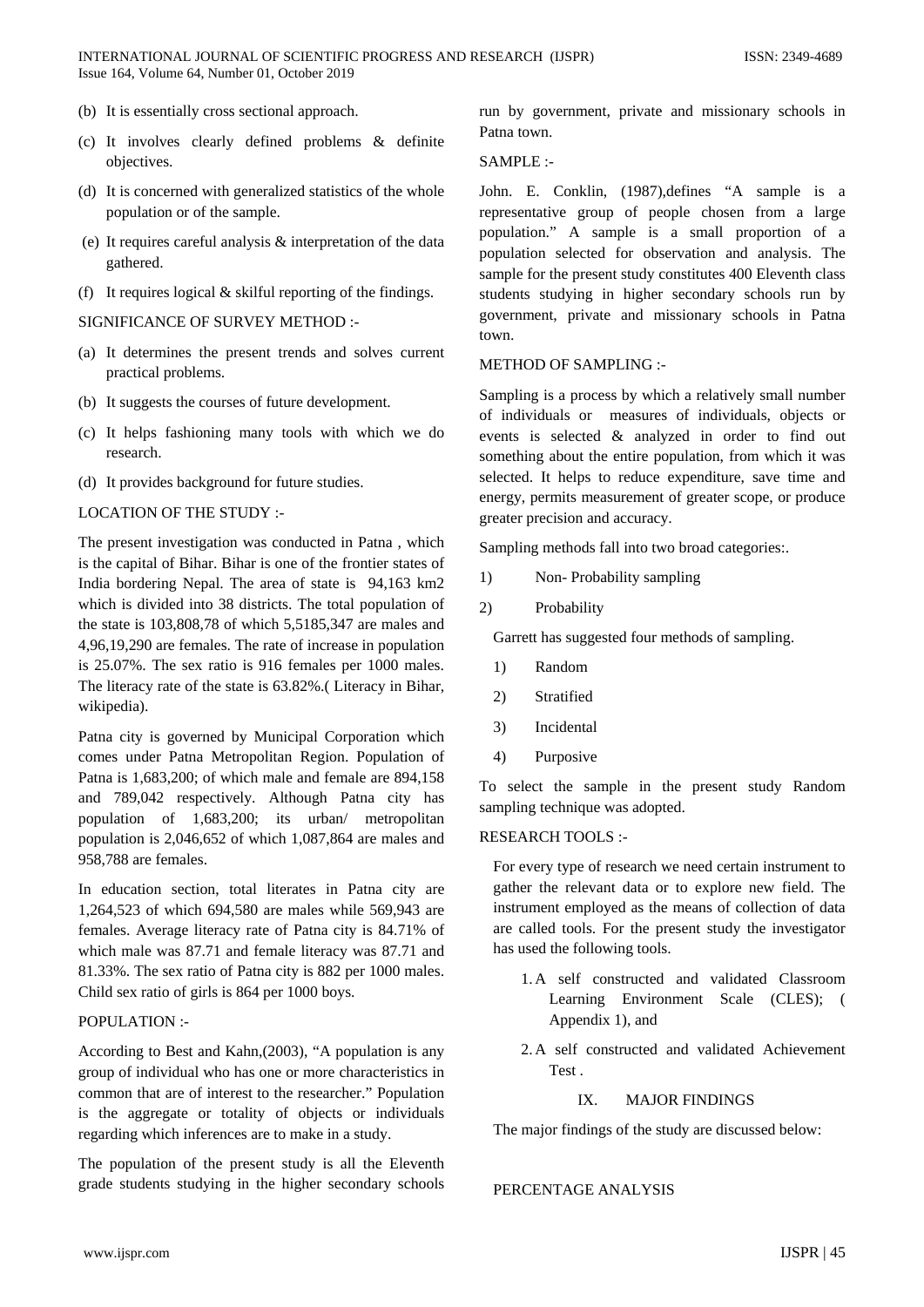(b) It is essentially cross sectional approach.

(c) It involves clearly defined problems & definite objectives.

(d) It is concerned with generalized statistics of the whole population or of the sample.

(e) It requires careful analysis & interpretation of the data gathered.

(f) It requires logical & skilful reporting of the findings.

SIGNIFICANCE OF SURVEY METHOD :-

(a) It determines the present trends and solves current practical problems.

(b) It suggests the courses of future development.

(c) It helps fashioning many tools with which we do research.

(d) It provides background for future studies.

LOCATION OF THE STUDY :-

The present investigation was conducted in Patna , which is the capital of Bihar. Bihar is one of the frontier states of India bordering Nepal. The area of state is 94,163 km2 which is divided into 38 districts. The total population of the state is 103,808,78 of which 5,5185,347 are males and 4,96,19,290 are females. The rate of increase in population is 25.07%. The sex ratio is 916 females per 1000 males. The literacy rate of the state is 63.82%.( Literacy in Bihar, wikipedia).

Patna city is governed by Municipal Corporation which comes under Patna Metropolitan Region. Population of Patna is 1,683,200; of which male and female are 894,158 and 789,042 respectively. Although Patna city has population of 1,683,200; its urban/ metropolitan population is 2,046,652 of which 1,087,864 are males and 958,788 are females.

In education section, total literates in Patna city are 1,264,523 of which 694,580 are males while 569,943 are females. Average literacy rate of Patna city is 84.71% of which male was 87.71 and female literacy was 87.71 and 81.33%. The sex ratio of Patna city is 882 per 1000 males. Child sex ratio of girls is 864 per 1000 boys.

POPULATION :-

According to Best and Kahn,(2003), "A population is any group of individual who has one or more characteristics in common that are of interest to the researcher." Population is the aggregate or totality of objects or individuals regarding which inferences are to make in a study.

The population of the present study is all the Eleventh grade students studying in the higher secondary schools run by government, private and missionary schools in Patna town.

SAMPLE :-

John. E. Conklin, (1987),defines "A sample is a representative group of people chosen from a large population." A sample is a small proportion of a population selected for observation and analysis. The sample for the present study constitutes 400 Eleventh class students studying in higher secondary schools run by government, private and missionary schools in Patna town.

METHOD OF SAMPLING :-

Sampling is a process by which a relatively small number of individuals or measures of individuals, objects or events is selected & analyzed in order to find out something about the entire population, from which it was selected. It helps to reduce expenditure, save time and energy, permits measurement of greater scope, or produce greater precision and accuracy.

Sampling methods fall into two broad categories:.

1) Non- Probability sampling
2) Probability

Garrett has suggested four methods of sampling.

1) Random
2) Stratified
3) Incidental
4) Purposive

To select the sample in the present study Random sampling technique was adopted.

RESEARCH TOOLS :-

For every type of research we need certain instrument to gather the relevant data or to explore new field. The instrument employed as the means of collection of data are called tools. For the present study the investigator has used the following tools.

1. A self constructed and validated Classroom Learning Environment Scale (CLES); ( Appendix 1), and
2. A self constructed and validated Achievement Test .

## IX. MAJOR FINDINGS

The major findings of the study are discussed below:

PERCENTAGE ANALYSIS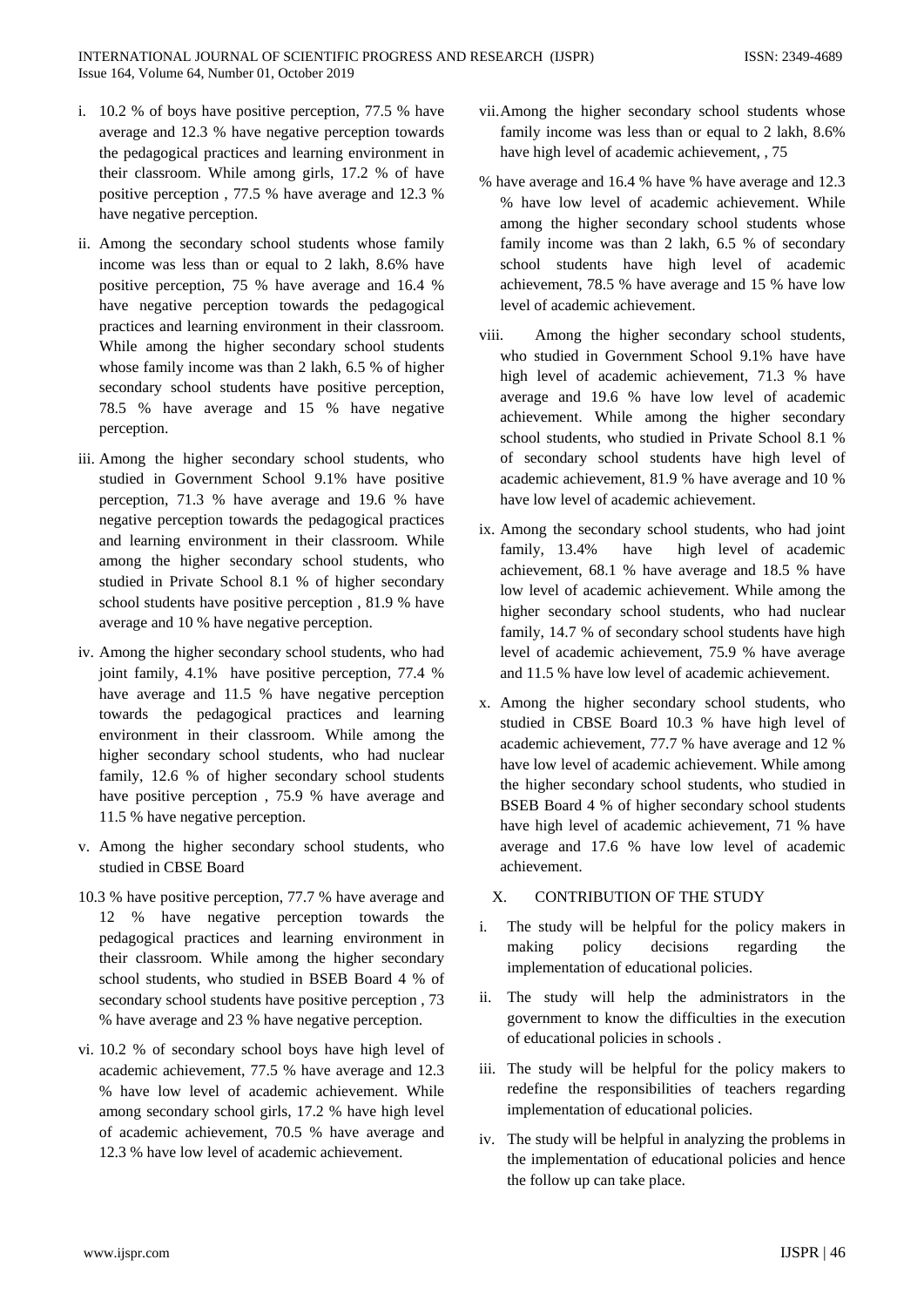i. 10.2 % of boys have positive perception, 77.5 % have average and 12.3 % have negative perception towards the pedagogical practices and learning environment in their classroom. While among girls, 17.2 % of have positive perception , 77.5 % have average and 12.3 % have negative perception.

ii. Among the secondary school students whose family income was less than or equal to 2 lakh, 8.6% have positive perception, 75 % have average and 16.4 % have negative perception towards the pedagogical practices and learning environment in their classroom. While among the higher secondary school students whose family income was than 2 lakh, 6.5 % of higher secondary school students have positive perception, 78.5 % have average and 15 % have negative perception.

iii. Among the higher secondary school students, who studied in Government School 9.1% have positive perception, 71.3 % have average and 19.6 % have negative perception towards the pedagogical practices and learning environment in their classroom. While among the higher secondary school students, who studied in Private School 8.1 % of higher secondary school students have positive perception , 81.9 % have average and 10 % have negative perception.

iv. Among the higher secondary school students, who had joint family, 4.1% have positive perception, 77.4 % have average and 11.5 % have negative perception towards the pedagogical practices and learning environment in their classroom. While among the higher secondary school students, who had nuclear family, 12.6 % of higher secondary school students have positive perception , 75.9 % have average and 11.5 % have negative perception.

v. Among the higher secondary school students, who studied in CBSE Board

10.3 % have positive perception, 77.7 % have average and 12 % have negative perception towards the pedagogical practices and learning environment in their classroom. While among the higher secondary school students, who studied in BSEB Board 4 % of secondary school students have positive perception , 73 % have average and 23 % have negative perception.

vi. 10.2 % of secondary school boys have high level of academic achievement, 77.5 % have average and 12.3 % have low level of academic achievement. While among secondary school girls, 17.2 % have high level of academic achievement, 70.5 % have average and 12.3 % have low level of academic achievement.

vii. Among the higher secondary school students whose family income was less than or equal to 2 lakh, 8.6% have high level of academic achievement, , 75

% have average and 16.4 % have % have average and 12.3 % have low level of academic achievement. While among the higher secondary school students whose family income was than 2 lakh, 6.5 % of secondary school students have high level of academic achievement, 78.5 % have average and 15 % have low level of academic achievement.

viii. Among the higher secondary school students, who studied in Government School 9.1% have have high level of academic achievement, 71.3 % have average and 19.6 % have low level of academic achievement. While among the higher secondary school students, who studied in Private School 8.1 % of secondary school students have high level of academic achievement, 81.9 % have average and 10 % have low level of academic achievement.

ix. Among the secondary school students, who had joint family, 13.4% have high level of academic achievement, 68.1 % have average and 18.5 % have low level of academic achievement. While among the higher secondary school students, who had nuclear family, 14.7 % of secondary school students have high level of academic achievement, 75.9 % have average and 11.5 % have low level of academic achievement.

x. Among the higher secondary school students, who studied in CBSE Board 10.3 % have high level of academic achievement, 77.7 % have average and 12 % have low level of academic achievement. While among the higher secondary school students, who studied in BSEB Board 4 % of higher secondary school students have high level of academic achievement, 71 % have average and 17.6 % have low level of academic achievement.

## X. CONTRIBUTION OF THE STUDY

i. The study will be helpful for the policy makers in making policy decisions regarding the implementation of educational policies.

ii. The study will help the administrators in the government to know the difficulties in the execution of educational policies in schools .

iii. The study will be helpful for the policy makers to redefine the responsibilities of teachers regarding implementation of educational policies.

iv. The study will be helpful in analyzing the problems in the implementation of educational policies and hence the follow up can take place.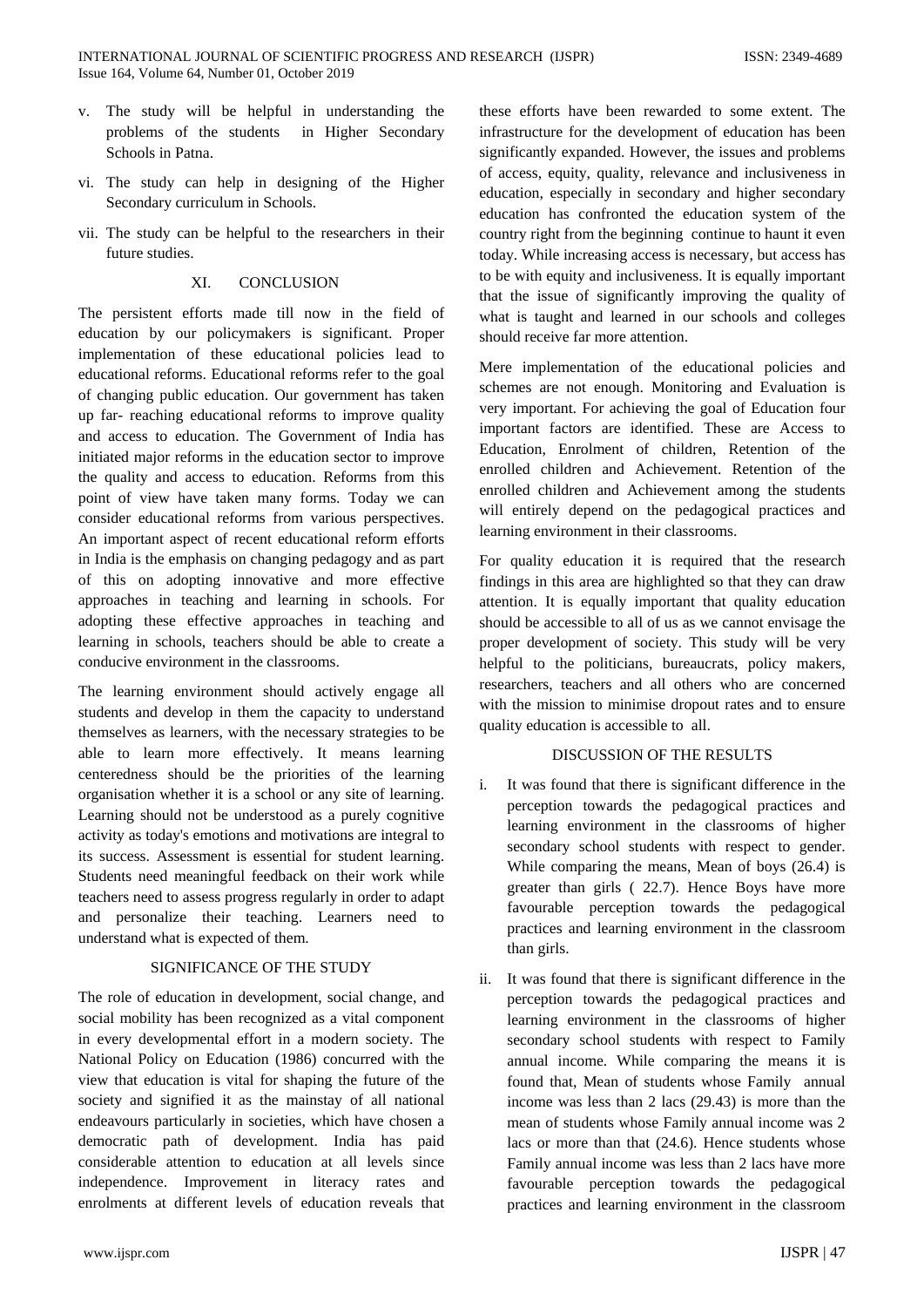v. The study will be helpful in understanding the problems of the students in Higher Secondary Schools in Patna.

vi. The study can help in designing of the Higher Secondary curriculum in Schools.

vii. The study can be helpful to the researchers in their future studies.

## XI. CONCLUSION

The persistent efforts made till now in the field of education by our policymakers is significant. Proper implementation of these educational policies lead to educational reforms. Educational reforms refer to the goal of changing public education. Our government has taken up far- reaching educational reforms to improve quality and access to education. The Government of India has initiated major reforms in the education sector to improve the quality and access to education. Reforms from this point of view have taken many forms. Today we can consider educational reforms from various perspectives. An important aspect of recent educational reform efforts in India is the emphasis on changing pedagogy and as part of this on adopting innovative and more effective approaches in teaching and learning in schools. For adopting these effective approaches in teaching and learning in schools, teachers should be able to create a conducive environment in the classrooms.

The learning environment should actively engage all students and develop in them the capacity to understand themselves as learners, with the necessary strategies to be able to learn more effectively. It means learning centeredness should be the priorities of the learning organisation whether it is a school or any site of learning. Learning should not be understood as a purely cognitive activity as today's emotions and motivations are integral to its success. Assessment is essential for student learning. Students need meaningful feedback on their work while teachers need to assess progress regularly in order to adapt and personalize their teaching. Learners need to understand what is expected of them.

## SIGNIFICANCE OF THE STUDY

The role of education in development, social change, and social mobility has been recognized as a vital component in every developmental effort in a modern society. The National Policy on Education (1986) concurred with the view that education is vital for shaping the future of the society and signified it as the mainstay of all national endeavours particularly in societies, which have chosen a democratic path of development. India has paid considerable attention to education at all levels since independence. Improvement in literacy rates and enrolments at different levels of education reveals that these efforts have been rewarded to some extent. The infrastructure for the development of education has been significantly expanded. However, the issues and problems of access, equity, quality, relevance and inclusiveness in education, especially in secondary and higher secondary education has confronted the education system of the country right from the beginning continue to haunt it even today. While increasing access is necessary, but access has to be with equity and inclusiveness. It is equally important that the issue of significantly improving the quality of what is taught and learned in our schools and colleges should receive far more attention.

Mere implementation of the educational policies and schemes are not enough. Monitoring and Evaluation is very important. For achieving the goal of Education four important factors are identified. These are Access to Education, Enrolment of children, Retention of the enrolled children and Achievement. Retention of the enrolled children and Achievement among the students will entirely depend on the pedagogical practices and learning environment in their classrooms.

For quality education it is required that the research findings in this area are highlighted so that they can draw attention. It is equally important that quality education should be accessible to all of us as we cannot envisage the proper development of society. This study will be very helpful to the politicians, bureaucrats, policy makers, researchers, teachers and all others who are concerned with the mission to minimise dropout rates and to ensure quality education is accessible to all.

## DISCUSSION OF THE RESULTS

i. It was found that there is significant difference in the perception towards the pedagogical practices and learning environment in the classrooms of higher secondary school students with respect to gender. While comparing the means, Mean of boys (26.4) is greater than girls ( 22.7). Hence Boys have more favourable perception towards the pedagogical practices and learning environment in the classroom than girls.

ii. It was found that there is significant difference in the perception towards the pedagogical practices and learning environment in the classrooms of higher secondary school students with respect to Family annual income. While comparing the means it is found that, Mean of students whose Family annual income was less than 2 lacs (29.43) is more than the mean of students whose Family annual income was 2 lacs or more than that (24.6). Hence students whose Family annual income was less than 2 lacs have more favourable perception towards the pedagogical practices and learning environment in the classroom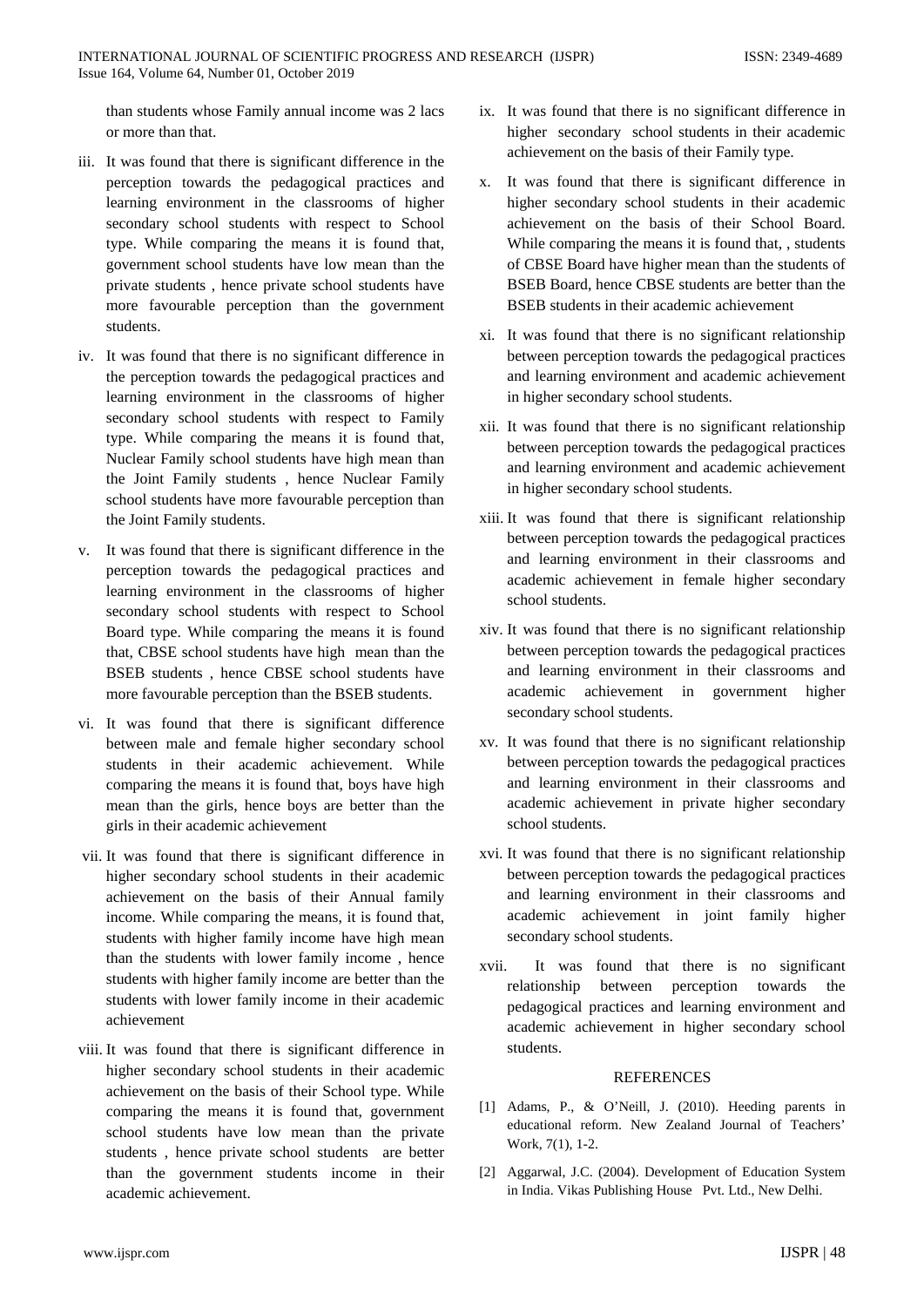than students whose Family annual income was 2 lacs or more than that.

iii. It was found that there is significant difference in the perception towards the pedagogical practices and learning environment in the classrooms of higher secondary school students with respect to School type. While comparing the means it is found that, government school students have low mean than the private students , hence private school students have more favourable perception than the government students.

iv. It was found that there is no significant difference in the perception towards the pedagogical practices and learning environment in the classrooms of higher secondary school students with respect to Family type. While comparing the means it is found that, Nuclear Family school students have high mean than the Joint Family students , hence Nuclear Family school students have more favourable perception than the Joint Family students.

v. It was found that there is significant difference in the perception towards the pedagogical practices and learning environment in the classrooms of higher secondary school students with respect to School Board type. While comparing the means it is found that, CBSE school students have high mean than the BSEB students , hence CBSE school students have more favourable perception than the BSEB students.

vi. It was found that there is significant difference between male and female higher secondary school students in their academic achievement. While comparing the means it is found that, boys have high mean than the girls, hence boys are better than the girls in their academic achievement

vii. It was found that there is significant difference in higher secondary school students in their academic achievement on the basis of their Annual family income. While comparing the means, it is found that, students with higher family income have high mean than the students with lower family income , hence students with higher family income are better than the students with lower family income in their academic achievement

viii. It was found that there is significant difference in higher secondary school students in their academic achievement on the basis of their School type. While comparing the means it is found that, government school students have low mean than the private students , hence private school students are better than the government students income in their academic achievement.

ix. It was found that there is no significant difference in higher secondary school students in their academic achievement on the basis of their Family type.

x. It was found that there is significant difference in higher secondary school students in their academic achievement on the basis of their School Board. While comparing the means it is found that, , students of CBSE Board have higher mean than the students of BSEB Board, hence CBSE students are better than the BSEB students in their academic achievement

xi. It was found that there is no significant relationship between perception towards the pedagogical practices and learning environment and academic achievement in higher secondary school students.

xii. It was found that there is no significant relationship between perception towards the pedagogical practices and learning environment and academic achievement in higher secondary school students.

xiii. It was found that there is significant relationship between perception towards the pedagogical practices and learning environment in their classrooms and academic achievement in female higher secondary school students.

xiv. It was found that there is no significant relationship between perception towards the pedagogical practices and learning environment in their classrooms and academic achievement in government higher secondary school students.

xv. It was found that there is no significant relationship between perception towards the pedagogical practices and learning environment in their classrooms and academic achievement in private higher secondary school students.

xvi. It was found that there is no significant relationship between perception towards the pedagogical practices and learning environment in their classrooms and academic achievement in joint family higher secondary school students.

xvii. It was found that there is no significant relationship between perception towards the pedagogical practices and learning environment and academic achievement in higher secondary school students.

## REFERENCES

[1] Adams, P., & O'Neill, J. (2010). Heeding parents in educational reform. New Zealand Journal of Teachers' Work, 7(1), 1-2.

[2] Aggarwal, J.C. (2004). Development of Education System in India. Vikas Publishing House Pvt. Ltd., New Delhi.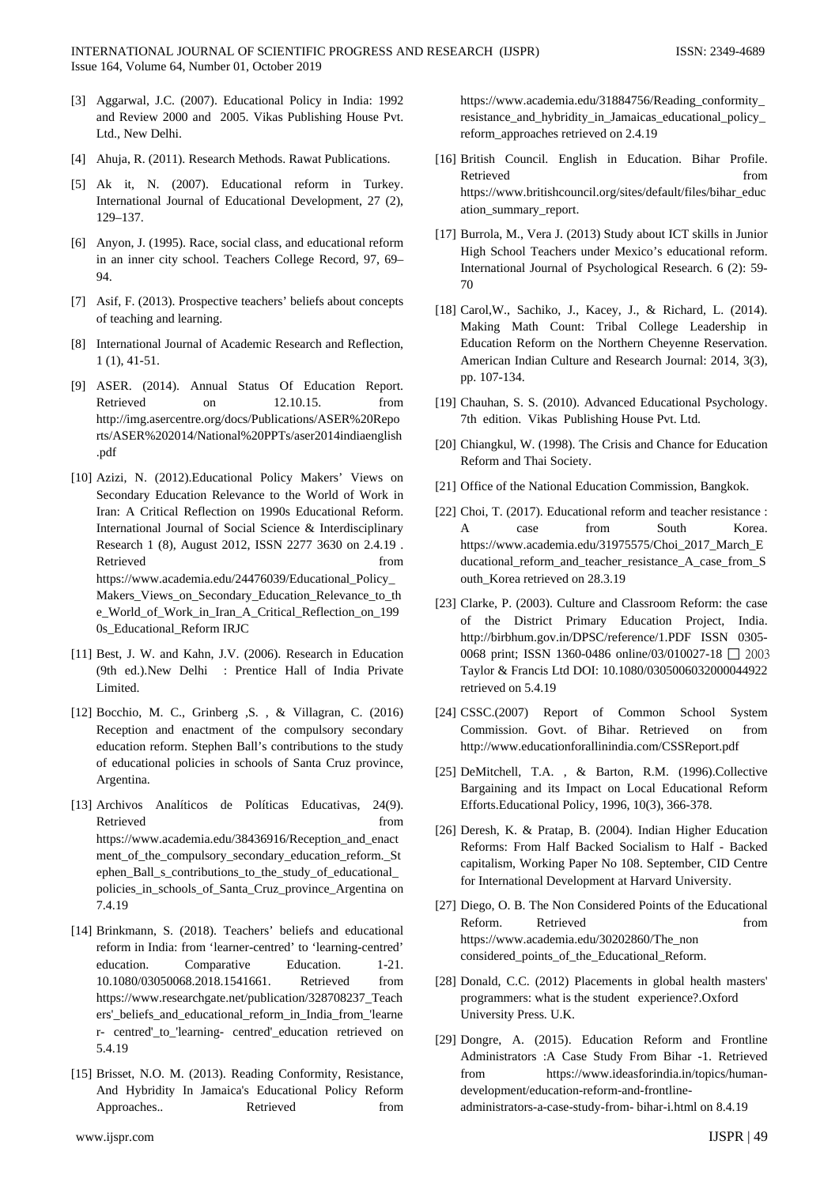[3] Aggarwal, J.C. (2007). Educational Policy in India: 1992 and Review 2000 and 2005. Vikas Publishing House Pvt. Ltd., New Delhi.

[4] Ahuja, R. (2011). Research Methods. Rawat Publications.

[5] Ak it, N. (2007). Educational reform in Turkey. International Journal of Educational Development, 27 (2), 129–137.

[6] Anyon, J. (1995). Race, social class, and educational reform in an inner city school. Teachers College Record, 97, 69–94.

[7] Asif, F. (2013). Prospective teachers' beliefs about concepts of teaching and learning.

[8] International Journal of Academic Research and Reflection, 1 (1), 41-51.

[9] ASER. (2014). Annual Status Of Education Report. Retrieved on 12.10.15. from http://img.asercentre.org/docs/Publications/ASER%20Reports/ASER%202014/National%20PPTs/aser2014indiaenglish.pdf

[10] Azizi, N. (2012).Educational Policy Makers' Views on Secondary Education Relevance to the World of Work in Iran: A Critical Reflection on 1990s Educational Reform. International Journal of Social Science & Interdisciplinary Research 1 (8), August 2012, ISSN 2277 3630 on 2.4.19 . Retrieved from https://www.academia.edu/24476039/Educational_Policy_Makers_Views_on_Secondary_Education_Relevance_to_the_World_of_Work_in_Iran_A_Critical_Reflection_on_1990s_Educational_Reform IRJC

[11] Best, J. W. and Kahn, J.V. (2006). Research in Education (9th ed.).New Delhi : Prentice Hall of India Private Limited.

[12] Bocchio, M. C., Grinberg ,S. , & Villagran, C. (2016) Reception and enactment of the compulsory secondary education reform. Stephen Ball's contributions to the study of educational policies in schools of Santa Cruz province, Argentina.

[13] Archivos Analíticos de Políticas Educativas, 24(9). Retrieved from https://www.academia.edu/38436916/Reception_and_enactment_of_the_compulsory_secondary_education_reform._Stephen_Ball_s_contributions_to_the_study_of_educational_policies_in_schools_of_Santa_Cruz_province_Argentina on 7.4.19

[14] Brinkmann, S. (2018). Teachers' beliefs and educational reform in India: from 'learner-centred' to 'learning-centred' education. Comparative Education. 1-21. 10.1080/03050068.2018.1541661. Retrieved from https://www.researchgate.net/publication/328708237_Teachers'_beliefs_and_educational_reform_in_India_from_'learner- centred'_to_'learning- centred'_education retrieved on 5.4.19

[15] Brisset, N.O. M. (2013). Reading Conformity, Resistance, And Hybridity In Jamaica's Educational Policy Reform Approaches.. Retrieved from https://www.academia.edu/31884756/Reading_conformity_resistance_and_hybridity_in_Jamaicas_educational_policy_reform_approaches retrieved on 2.4.19

[16] British Council. English in Education. Bihar Profile. Retrieved from https://www.britishcouncil.org/sites/default/files/bihar_education_summary_report.

[17] Burrola, M., Vera J. (2013) Study about ICT skills in Junior High School Teachers under Mexico's educational reform. International Journal of Psychological Research. 6 (2): 59-70

[18] Carol,W., Sachiko, J., Kacey, J., & Richard, L. (2014). Making Math Count: Tribal College Leadership in Education Reform on the Northern Cheyenne Reservation. American Indian Culture and Research Journal: 2014, 3(3), pp. 107-134.

[19] Chauhan, S. S. (2010). Advanced Educational Psychology. 7th edition. Vikas Publishing House Pvt. Ltd.

[20] Chiangkul, W. (1998). The Crisis and Chance for Education Reform and Thai Society.

[21] Office of the National Education Commission, Bangkok.

[22] Choi, T. (2017). Educational reform and teacher resistance : A case from South Korea. https://www.academia.edu/31975575/Choi_2017_March_Educational_reform_and_teacher_resistance_A_case_from_South_Korea retrieved on 28.3.19

[23] Clarke, P. (2003). Culture and Classroom Reform: the case of the District Primary Education Project, India. http://birbhum.gov.in/DPSC/reference/1.PDF ISSN 0305-0068 print; ISSN 1360-0486 online/03/010027-18 ☐ 2003 Taylor & Francis Ltd DOI: 10.1080/0305006032000044922 retrieved on 5.4.19

[24] CSSC.(2007) Report of Common School System Commission. Govt. of Bihar. Retrieved on from http://www.educationforallinindia.com/CSSReport.pdf

[25] DeMitchell, T.A. , & Barton, R.M. (1996).Collective Bargaining and its Impact on Local Educational Reform Efforts.Educational Policy, 1996, 10(3), 366-378.

[26] Deresh, K. & Pratap, B. (2004). Indian Higher Education Reforms: From Half Backed Socialism to Half - Backed capitalism, Working Paper No 108. September, CID Centre for International Development at Harvard University.

[27] Diego, O. B. The Non Considered Points of the Educational Reform. Retrieved from https://www.academia.edu/30202860/The_non considered_points_of_the_Educational_Reform.

[28] Donald, C.C. (2012) Placements in global health masters' programmers: what is the student experience?.Oxford University Press. U.K.

[29] Dongre, A. (2015). Education Reform and Frontline Administrators :A Case Study From Bihar -1. Retrieved from https://www.ideasforindia.in/topics/human-development/education-reform-and-frontline-administrators-a-case-study-from- bihar-i.html on 8.4.19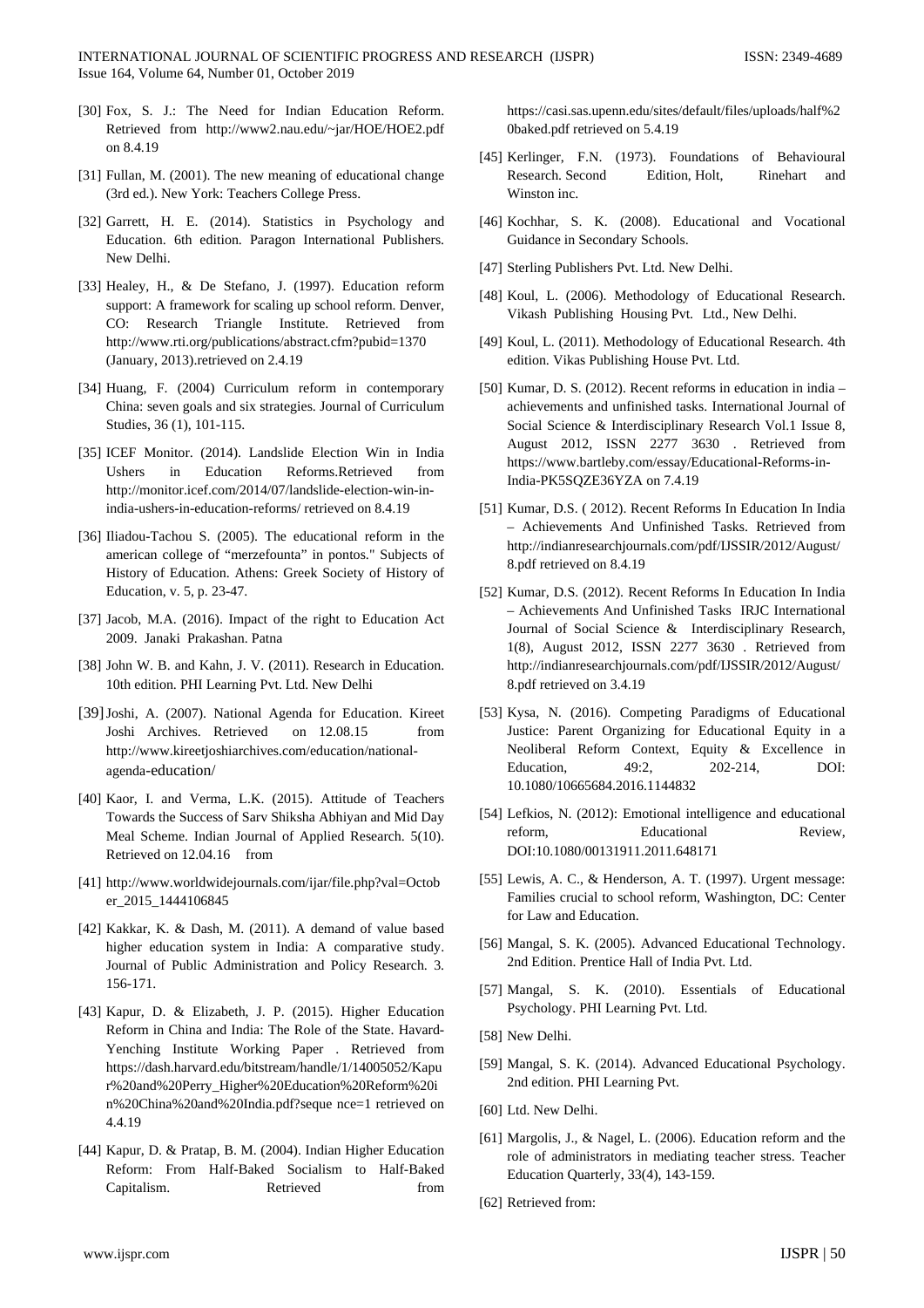[30] Fox, S. J.: The Need for Indian Education Reform. Retrieved from http://www2.nau.edu/~jar/HOE/HOE2.pdf on 8.4.19

[31] Fullan, M. (2001). The new meaning of educational change (3rd ed.). New York: Teachers College Press.

[32] Garrett, H. E. (2014). Statistics in Psychology and Education. 6th edition. Paragon International Publishers. New Delhi.

[33] Healey, H., & De Stefano, J. (1997). Education reform support: A framework for scaling up school reform. Denver, CO: Research Triangle Institute. Retrieved from http://www.rti.org/publications/abstract.cfm?pubid=1370 (January, 2013).retrieved on 2.4.19

[34] Huang, F. (2004) Curriculum reform in contemporary China: seven goals and six strategies. Journal of Curriculum Studies, 36 (1), 101-115.

[35] ICEF Monitor. (2014). Landslide Election Win in India Ushers in Education Reforms.Retrieved from http://monitor.icef.com/2014/07/landslide-election-win-in-india-ushers-in-education-reforms/ retrieved on 8.4.19

[36] Iliadou-Tachou S. (2005). The educational reform in the american college of "merzefounta" in pontos." Subjects of History of Education. Athens: Greek Society of History of Education, v. 5, p. 23-47.

[37] Jacob, M.A. (2016). Impact of the right to Education Act 2009. Janaki Prakashan. Patna

[38] John W. B. and Kahn, J. V. (2011). Research in Education. 10th edition. PHI Learning Pvt. Ltd. New Delhi

[39] Joshi, A. (2007). National Agenda for Education. Kireet Joshi Archives. Retrieved on 12.08.15 from http://www.kireetjoshiarchives.com/education/national-agenda-education/

[40] Kaor, I. and Verma, L.K. (2015). Attitude of Teachers Towards the Success of Sarv Shiksha Abhiyan and Mid Day Meal Scheme. Indian Journal of Applied Research. 5(10). Retrieved on 12.04.16 from

[41] http://www.worldwidejournals.com/ijar/file.php?val=October_2015_1444106845

[42] Kakkar, K. & Dash, M. (2011). A demand of value based higher education system in India: A comparative study. Journal of Public Administration and Policy Research. 3. 156-171.

[43] Kapur, D. & Elizabeth, J. P. (2015). Higher Education Reform in China and India: The Role of the State. Havard-Yenching Institute Working Paper . Retrieved from https://dash.harvard.edu/bitstream/handle/1/14005052/Kapur%20and%20Perry_Higher%20Education%20Reform%20in%20China%20and%20India.pdf?seque nce=1 retrieved on 4.4.19

[44] Kapur, D. & Pratap, B. M. (2004). Indian Higher Education Reform: From Half-Baked Socialism to Half-Baked Capitalism. Retrieved from https://casi.sas.upenn.edu/sites/default/files/uploads/half%20baked.pdf retrieved on 5.4.19

[45] Kerlinger, F.N. (1973). Foundations of Behavioural Research. Second Edition, Holt, Rinehart and Winston inc.

[46] Kochhar, S. K. (2008). Educational and Vocational Guidance in Secondary Schools.

[47] Sterling Publishers Pvt. Ltd. New Delhi.

[48] Koul, L. (2006). Methodology of Educational Research. Vikash Publishing Housing Pvt. Ltd., New Delhi.

[49] Koul, L. (2011). Methodology of Educational Research. 4th edition. Vikas Publishing House Pvt. Ltd.

[50] Kumar, D. S. (2012). Recent reforms in education in india – achievements and unfinished tasks. International Journal of Social Science & Interdisciplinary Research Vol.1 Issue 8, August 2012, ISSN 2277 3630 . Retrieved from https://www.bartleby.com/essay/Educational-Reforms-in-India-PK5SQZE36YZA on 7.4.19

[51] Kumar, D.S. ( 2012). Recent Reforms In Education In India – Achievements And Unfinished Tasks. Retrieved from http://indianresearchjournals.com/pdf/IJSSIR/2012/August/8.pdf retrieved on 8.4.19

[52] Kumar, D.S. (2012). Recent Reforms In Education In India – Achievements And Unfinished Tasks IRJC International Journal of Social Science & Interdisciplinary Research, 1(8), August 2012, ISSN 2277 3630 . Retrieved from http://indianresearchjournals.com/pdf/IJSSIR/2012/August/8.pdf retrieved on 3.4.19

[53] Kysa, N. (2016). Competing Paradigms of Educational Justice: Parent Organizing for Educational Equity in a Neoliberal Reform Context, Equity & Excellence in Education, 49:2, 202-214, DOI: 10.1080/10665684.2016.1144832

[54] Lefkios, N. (2012): Emotional intelligence and educational reform, Educational Review, DOI:10.1080/00131911.2011.648171

[55] Lewis, A. C., & Henderson, A. T. (1997). Urgent message: Families crucial to school reform, Washington, DC: Center for Law and Education.

[56] Mangal, S. K. (2005). Advanced Educational Technology. 2nd Edition. Prentice Hall of India Pvt. Ltd.

[57] Mangal, S. K. (2010). Essentials of Educational Psychology. PHI Learning Pvt. Ltd.

[58] New Delhi.

[59] Mangal, S. K. (2014). Advanced Educational Psychology. 2nd edition. PHI Learning Pvt.

[60] Ltd. New Delhi.

[61] Margolis, J., & Nagel, L. (2006). Education reform and the role of administrators in mediating teacher stress. Teacher Education Quarterly, 33(4), 143-159.

[62] Retrieved from: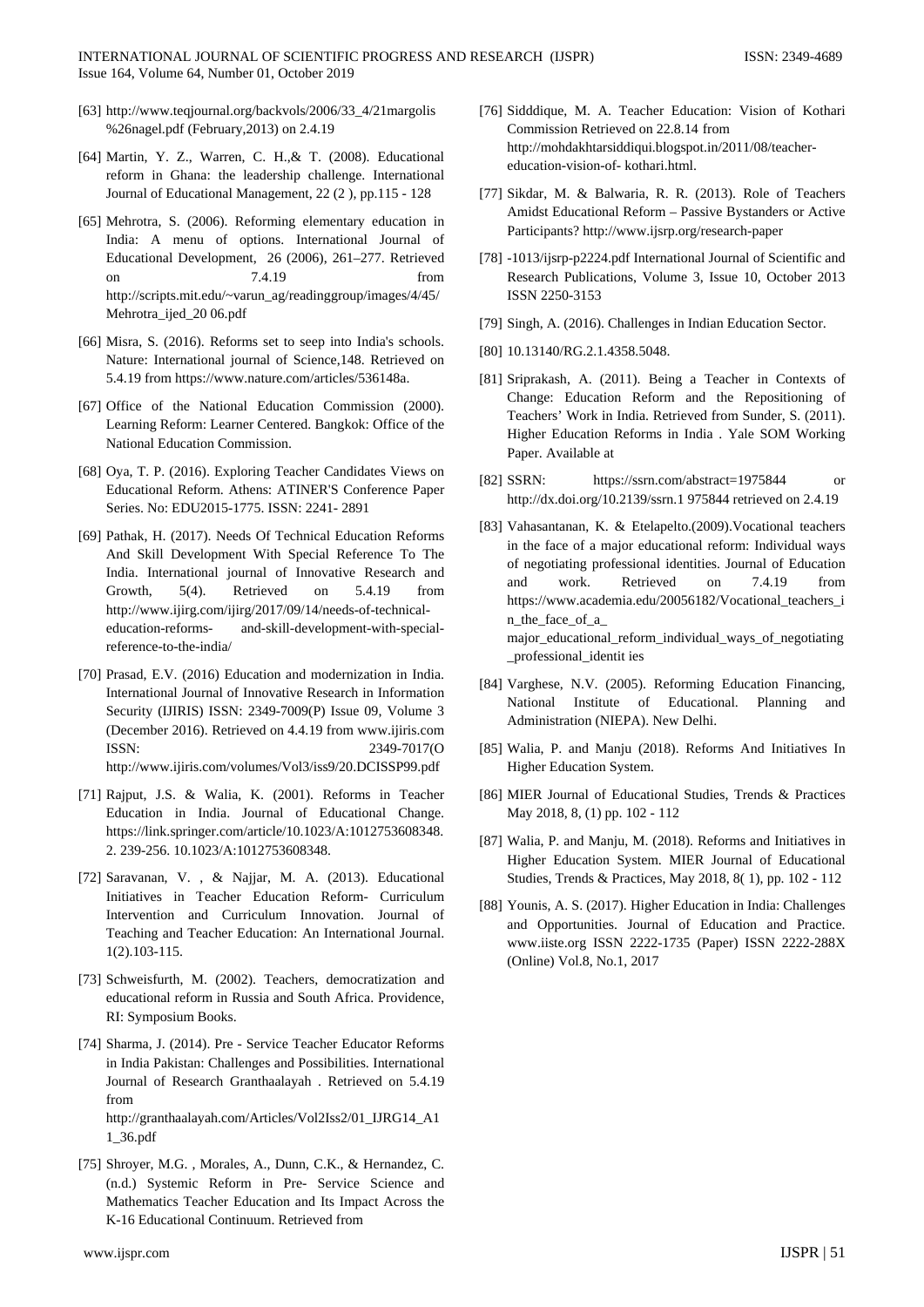[63] http://www.teqjournal.org/backvols/2006/33_4/21margolis %26nagel.pdf (February,2013) on 2.4.19

[64] Martin, Y. Z., Warren, C. H.,& T. (2008). Educational reform in Ghana: the leadership challenge. International Journal of Educational Management, 22 (2 ), pp.115 - 128

[65] Mehrotra, S. (2006). Reforming elementary education in India: A menu of options. International Journal of Educational Development, 26 (2006), 261–277. Retrieved on 7.4.19 from http://scripts.mit.edu/~varun_ag/readinggroup/images/4/45/ Mehrotra_ijed_20 06.pdf

[66] Misra, S. (2016). Reforms set to seep into India's schools. Nature: International journal of Science,148. Retrieved on 5.4.19 from https://www.nature.com/articles/536148a.

[67] Office of the National Education Commission (2000). Learning Reform: Learner Centered. Bangkok: Office of the National Education Commission.

[68] Oya, T. P. (2016). Exploring Teacher Candidates Views on Educational Reform. Athens: ATINER'S Conference Paper Series. No: EDU2015-1775. ISSN: 2241- 2891

[69] Pathak, H. (2017). Needs Of Technical Education Reforms And Skill Development With Special Reference To The India. International journal of Innovative Research and Growth, 5(4). Retrieved on 5.4.19 from http://www.ijirg.com/ijirg/2017/09/14/needs-of-technical-education-reforms- and-skill-development-with-special-reference-to-the-india/

[70] Prasad, E.V. (2016) Education and modernization in India. International Journal of Innovative Research in Information Security (IJIRIS) ISSN: 2349-7009(P) Issue 09, Volume 3 (December 2016). Retrieved on 4.4.19 from www.ijiris.com ISSN: 2349-7017(O http://www.ijiris.com/volumes/Vol3/iss9/20.DCISSP99.pdf

[71] Rajput, J.S. & Walia, K. (2001). Reforms in Teacher Education in India. Journal of Educational Change. https://link.springer.com/article/10.1023/A:1012753608348. 2. 239-256. 10.1023/A:1012753608348.

[72] Saravanan, V. , & Najjar, M. A. (2013). Educational Initiatives in Teacher Education Reform- Curriculum Intervention and Curriculum Innovation. Journal of Teaching and Teacher Education: An International Journal. 1(2).103-115.

[73] Schweisfurth, M. (2002). Teachers, democratization and educational reform in Russia and South Africa. Providence, RI: Symposium Books.

[74] Sharma, J. (2014). Pre - Service Teacher Educator Reforms in India Pakistan: Challenges and Possibilities. International Journal of Research Granthaalayah . Retrieved on 5.4.19 from http://granthaalayah.com/Articles/Vol2Iss2/01_IJRG14_A11_36.pdf

[75] Shroyer, M.G. , Morales, A., Dunn, C.K., & Hernandez, C. (n.d.) Systemic Reform in Pre- Service Science and Mathematics Teacher Education and Its Impact Across the K-16 Educational Continuum. Retrieved from

[76] Sidddique, M. A. Teacher Education: Vision of Kothari Commission Retrieved on 22.8.14 from http://mohdakhtarsiddiqui.blogspot.in/2011/08/teacher-education-vision-of- kothari.html.

[77] Sikdar, M. & Balwaria, R. R. (2013). Role of Teachers Amidst Educational Reform – Passive Bystanders or Active Participants? http://www.ijsrp.org/research-paper

[78] -1013/ijsrp-p2224.pdf International Journal of Scientific and Research Publications, Volume 3, Issue 10, October 2013 ISSN 2250-3153

[79] Singh, A. (2016). Challenges in Indian Education Sector.

[80] 10.13140/RG.2.1.4358.5048.

[81] Sriprakash, A. (2011). Being a Teacher in Contexts of Change: Education Reform and the Repositioning of Teachers' Work in India. Retrieved from Sunder, S. (2011). Higher Education Reforms in India . Yale SOM Working Paper. Available at

[82] SSRN: https://ssrn.com/abstract=1975844 or http://dx.doi.org/10.2139/ssrn.1 975844 retrieved on 2.4.19

[83] Vahasantanan, K. & Etelapelto.(2009).Vocational teachers in the face of a major educational reform: Individual ways of negotiating professional identities. Journal of Education and work. Retrieved on 7.4.19 from https://www.academia.edu/20056182/Vocational_teachers_in_the_face_of_a_ major_educational_reform_individual_ways_of_negotiating_professional_identit ies

[84] Varghese, N.V. (2005). Reforming Education Financing, National Institute of Educational. Planning and Administration (NIEPA). New Delhi.

[85] Walia, P. and Manju (2018). Reforms And Initiatives In Higher Education System.

[86] MIER Journal of Educational Studies, Trends & Practices May 2018, 8, (1) pp. 102 - 112

[87] Walia, P. and Manju, M. (2018). Reforms and Initiatives in Higher Education System. MIER Journal of Educational Studies, Trends & Practices, May 2018, 8( 1), pp. 102 - 112

[88] Younis, A. S. (2017). Higher Education in India: Challenges and Opportunities. Journal of Education and Practice. www.iiste.org ISSN 2222-1735 (Paper) ISSN 2222-288X (Online) Vol.8, No.1, 2017